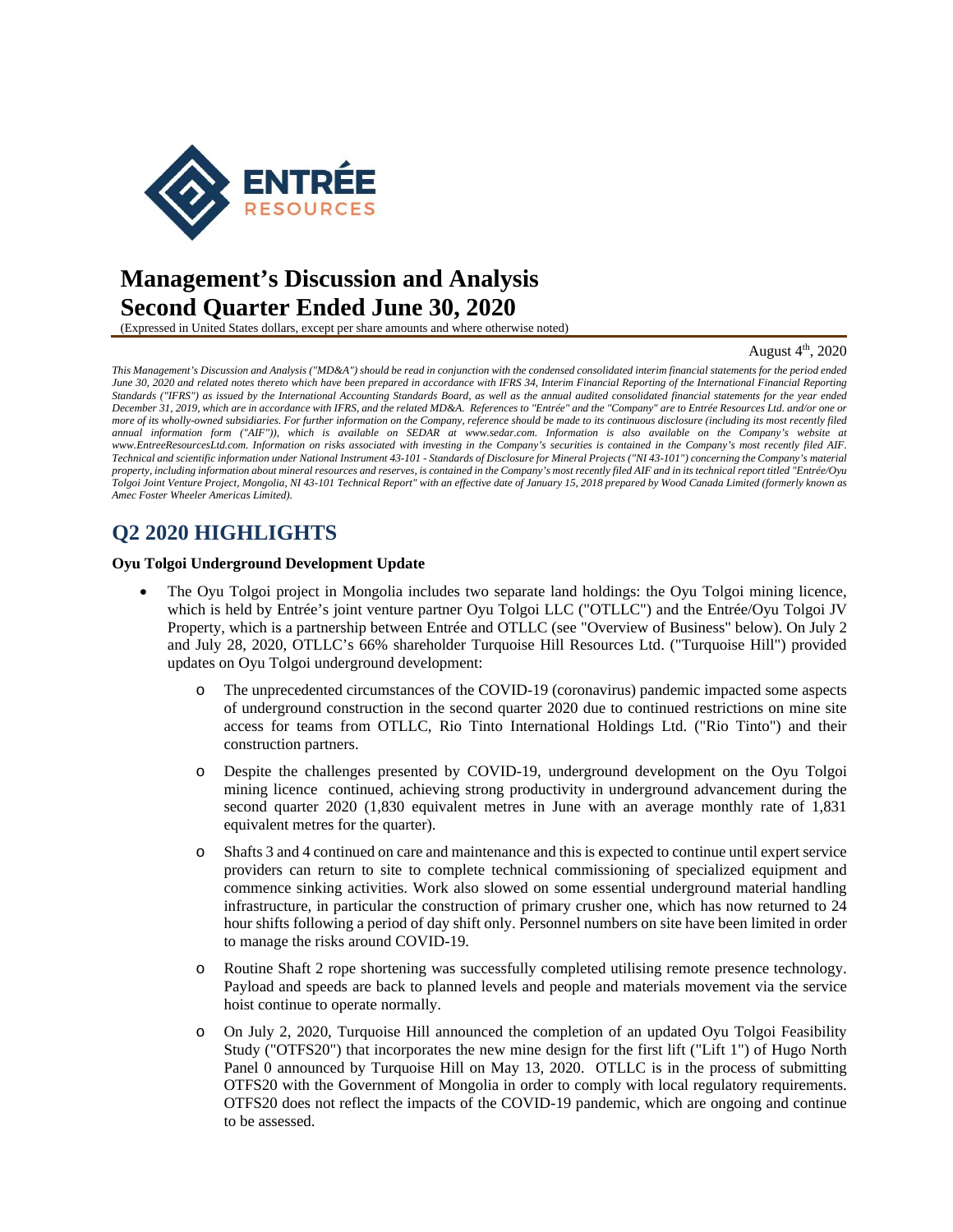# Management's Discussion and Analysis
# Second Quarter Ended June 30, 2020

(Expressed in United States dollars, except per share amounts and where otherwise noted)

August 4th, 2020

*This Management's Discussion and Analysis ("MD&A") should be read in conjunction with the condensed consolidated interim financial statements for the period ended June 30, 2020 and related notes thereto which have been prepared in accordance with IFRS 34, Interim Financial Reporting of the International Financial Reporting Standards ("IFRS") as issued by the International Accounting Standards Board, as well as the annual audited consolidated financial statements for the year ended December 31, 2019, which are in accordance with IFRS, and the related MD&A. References to "Entrée" and the "Company" are to Entrée Resources Ltd. and/or one or more of its wholly-owned subsidiaries. For further information on the Company, reference should be made to its continuous disclosure (including its most recently filed annual information form ("AIF")), which is available on SEDAR at www.sedar.com. Information is also available on the Company's website at www.EntreeResourcesLtd.com. Information on risks associated with investing in the Company's securities is contained in the Company's most recently filed AIF. Technical and scientific information under National Instrument 43-101 - Standards of Disclosure for Mineral Projects ("NI 43-101") concerning the Company's material property, including information about mineral resources and reserves, is contained in the Company's most recently filed AIF and in its technical report titled "Entrée/Oyu Tolgoi Joint Venture Project, Mongolia, NI 43-101 Technical Report" with an effective date of January 15, 2018 prepared by Wood Canada Limited (formerly known as Amec Foster Wheeler Americas Limited).*

## Q2 2020 HIGHLIGHTS

**Oyu Tolgoi Underground Development Update**

- The Oyu Tolgoi project in Mongolia includes two separate land holdings: the Oyu Tolgoi mining licence, which is held by Entrée's joint venture partner Oyu Tolgoi LLC ("OTLLC") and the Entrée/Oyu Tolgoi JV Property, which is a partnership between Entrée and OTLLC (see "Overview of Business" below). On July 2 and July 28, 2020, OTLLC's 66% shareholder Turquoise Hill Resources Ltd. ("Turquoise Hill") provided updates on Oyu Tolgoi underground development:
  - The unprecedented circumstances of the COVID-19 (coronavirus) pandemic impacted some aspects of underground construction in the second quarter 2020 due to continued restrictions on mine site access for teams from OTLLC, Rio Tinto International Holdings Ltd. ("Rio Tinto") and their construction partners.
  - Despite the challenges presented by COVID-19, underground development on the Oyu Tolgoi mining licence continued, achieving strong productivity in underground advancement during the second quarter 2020 (1,830 equivalent metres in June with an average monthly rate of 1,831 equivalent metres for the quarter).
  - Shafts 3 and 4 continued on care and maintenance and this is expected to continue until expert service providers can return to site to complete technical commissioning of specialized equipment and commence sinking activities. Work also slowed on some essential underground material handling infrastructure, in particular the construction of primary crusher one, which has now returned to 24 hour shifts following a period of day shift only. Personnel numbers on site have been limited in order to manage the risks around COVID-19.
  - Routine Shaft 2 rope shortening was successfully completed utilising remote presence technology. Payload and speeds are back to planned levels and people and materials movement via the service hoist continue to operate normally.
  - On July 2, 2020, Turquoise Hill announced the completion of an updated Oyu Tolgoi Feasibility Study ("OTFS20") that incorporates the new mine design for the first lift ("Lift 1") of Hugo North Panel 0 announced by Turquoise Hill on May 13, 2020. OTLLC is in the process of submitting OTFS20 with the Government of Mongolia in order to comply with local regulatory requirements. OTFS20 does not reflect the impacts of the COVID-19 pandemic, which are ongoing and continue to be assessed.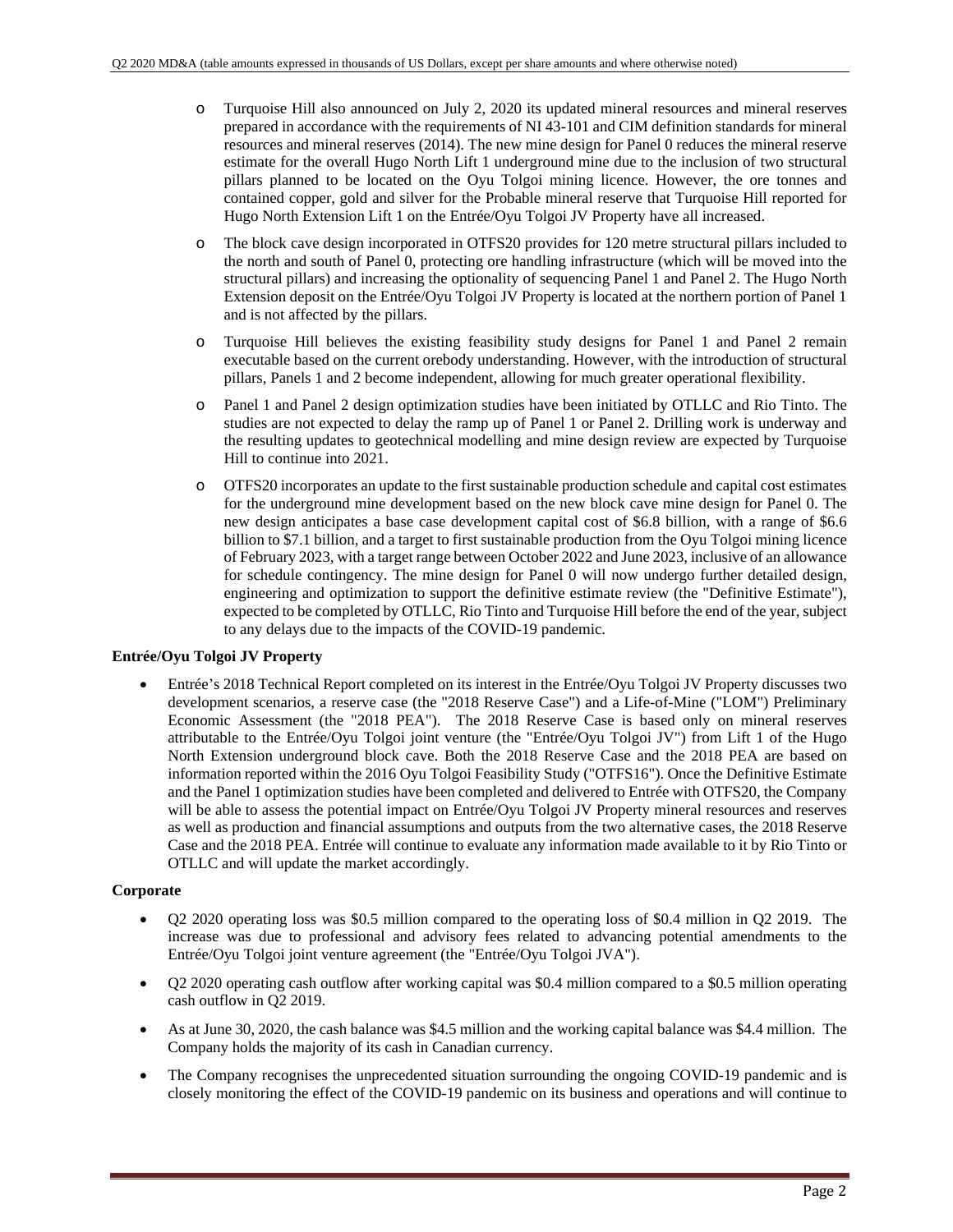- Turquoise Hill also announced on July 2, 2020 its updated mineral resources and mineral reserves prepared in accordance with the requirements of NI 43-101 and CIM definition standards for mineral resources and mineral reserves (2014). The new mine design for Panel 0 reduces the mineral reserve estimate for the overall Hugo North Lift 1 underground mine due to the inclusion of two structural pillars planned to be located on the Oyu Tolgoi mining licence. However, the ore tonnes and contained copper, gold and silver for the Probable mineral reserve that Turquoise Hill reported for Hugo North Extension Lift 1 on the Entrée/Oyu Tolgoi JV Property have all increased.

- The block cave design incorporated in OTFS20 provides for 120 metre structural pillars included to the north and south of Panel 0, protecting ore handling infrastructure (which will be moved into the structural pillars) and increasing the optionality of sequencing Panel 1 and Panel 2. The Hugo North Extension deposit on the Entrée/Oyu Tolgoi JV Property is located at the northern portion of Panel 1 and is not affected by the pillars.

- Turquoise Hill believes the existing feasibility study designs for Panel 1 and Panel 2 remain executable based on the current orebody understanding. However, with the introduction of structural pillars, Panels 1 and 2 become independent, allowing for much greater operational flexibility.

- Panel 1 and Panel 2 design optimization studies have been initiated by OTLLC and Rio Tinto. The studies are not expected to delay the ramp up of Panel 1 or Panel 2. Drilling work is underway and the resulting updates to geotechnical modelling and mine design review are expected by Turquoise Hill to continue into 2021.

- OTFS20 incorporates an update to the first sustainable production schedule and capital cost estimates for the underground mine development based on the new block cave mine design for Panel 0. The new design anticipates a base case development capital cost of $6.8 billion, with a range of $6.6 billion to $7.1 billion, and a target to first sustainable production from the Oyu Tolgoi mining licence of February 2023, with a target range between October 2022 and June 2023, inclusive of an allowance for schedule contingency. The mine design for Panel 0 will now undergo further detailed design, engineering and optimization to support the definitive estimate review (the "Definitive Estimate"), expected to be completed by OTLLC, Rio Tinto and Turquoise Hill before the end of the year, subject to any delays due to the impacts of the COVID-19 pandemic.

**Entrée/Oyu Tolgoi JV Property**

- Entrée's 2018 Technical Report completed on its interest in the Entrée/Oyu Tolgoi JV Property discusses two development scenarios, a reserve case (the "2018 Reserve Case") and a Life-of-Mine ("LOM") Preliminary Economic Assessment (the "2018 PEA"). The 2018 Reserve Case is based only on mineral reserves attributable to the Entrée/Oyu Tolgoi joint venture (the "Entrée/Oyu Tolgoi JV") from Lift 1 of the Hugo North Extension underground block cave. Both the 2018 Reserve Case and the 2018 PEA are based on information reported within the 2016 Oyu Tolgoi Feasibility Study ("OTFS16"). Once the Definitive Estimate and the Panel 1 optimization studies have been completed and delivered to Entrée with OTFS20, the Company will be able to assess the potential impact on Entrée/Oyu Tolgoi JV Property mineral resources and reserves as well as production and financial assumptions and outputs from the two alternative cases, the 2018 Reserve Case and the 2018 PEA. Entrée will continue to evaluate any information made available to it by Rio Tinto or OTLLC and will update the market accordingly.

**Corporate**

- Q2 2020 operating loss was $0.5 million compared to the operating loss of $0.4 million in Q2 2019. The increase was due to professional and advisory fees related to advancing potential amendments to the Entrée/Oyu Tolgoi joint venture agreement (the "Entrée/Oyu Tolgoi JVA").

- Q2 2020 operating cash outflow after working capital was $0.4 million compared to a $0.5 million operating cash outflow in Q2 2019.

- As at June 30, 2020, the cash balance was $4.5 million and the working capital balance was $4.4 million. The Company holds the majority of its cash in Canadian currency.

- The Company recognises the unprecedented situation surrounding the ongoing COVID-19 pandemic and is closely monitoring the effect of the COVID-19 pandemic on its business and operations and will continue to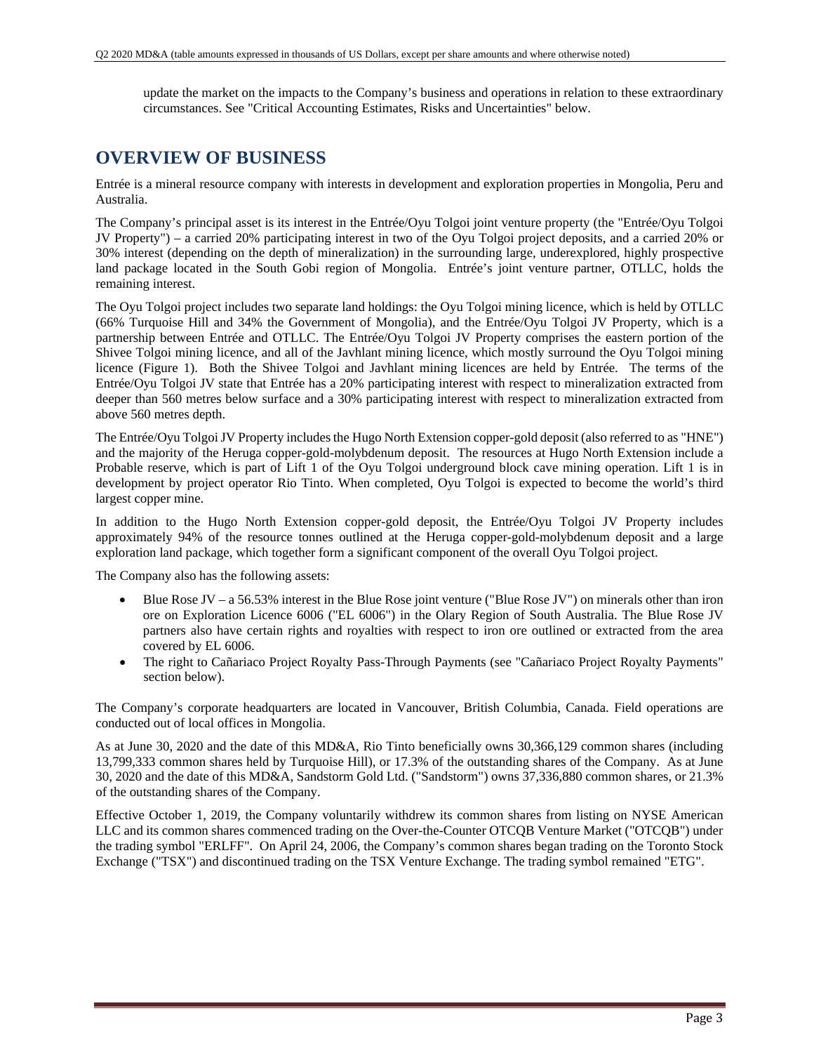update the market on the impacts to the Company's business and operations in relation to these extraordinary circumstances. See "Critical Accounting Estimates, Risks and Uncertainties" below.

# OVERVIEW OF BUSINESS

Entrée is a mineral resource company with interests in development and exploration properties in Mongolia, Peru and Australia.

The Company's principal asset is its interest in the Entrée/Oyu Tolgoi joint venture property (the "Entrée/Oyu Tolgoi JV Property") – a carried 20% participating interest in two of the Oyu Tolgoi project deposits, and a carried 20% or 30% interest (depending on the depth of mineralization) in the surrounding large, underexplored, highly prospective land package located in the South Gobi region of Mongolia. Entrée's joint venture partner, OTLLC, holds the remaining interest.

The Oyu Tolgoi project includes two separate land holdings: the Oyu Tolgoi mining licence, which is held by OTLLC (66% Turquoise Hill and 34% the Government of Mongolia), and the Entrée/Oyu Tolgoi JV Property, which is a partnership between Entrée and OTLLC. The Entrée/Oyu Tolgoi JV Property comprises the eastern portion of the Shivee Tolgoi mining licence, and all of the Javhlant mining licence, which mostly surround the Oyu Tolgoi mining licence (Figure 1). Both the Shivee Tolgoi and Javhlant mining licences are held by Entrée. The terms of the Entrée/Oyu Tolgoi JV state that Entrée has a 20% participating interest with respect to mineralization extracted from deeper than 560 metres below surface and a 30% participating interest with respect to mineralization extracted from above 560 metres depth.

The Entrée/Oyu Tolgoi JV Property includes the Hugo North Extension copper-gold deposit (also referred to as "HNE") and the majority of the Heruga copper-gold-molybdenum deposit. The resources at Hugo North Extension include a Probable reserve, which is part of Lift 1 of the Oyu Tolgoi underground block cave mining operation. Lift 1 is in development by project operator Rio Tinto. When completed, Oyu Tolgoi is expected to become the world's third largest copper mine.

In addition to the Hugo North Extension copper-gold deposit, the Entrée/Oyu Tolgoi JV Property includes approximately 94% of the resource tonnes outlined at the Heruga copper-gold-molybdenum deposit and a large exploration land package, which together form a significant component of the overall Oyu Tolgoi project.

The Company also has the following assets:

- Blue Rose JV – a 56.53% interest in the Blue Rose joint venture ("Blue Rose JV") on minerals other than iron ore on Exploration Licence 6006 ("EL 6006") in the Olary Region of South Australia. The Blue Rose JV partners also have certain rights and royalties with respect to iron ore outlined or extracted from the area covered by EL 6006.
- The right to Cañariaco Project Royalty Pass-Through Payments (see "Cañariaco Project Royalty Payments" section below).

The Company's corporate headquarters are located in Vancouver, British Columbia, Canada. Field operations are conducted out of local offices in Mongolia.

As at June 30, 2020 and the date of this MD&A, Rio Tinto beneficially owns 30,366,129 common shares (including 13,799,333 common shares held by Turquoise Hill), or 17.3% of the outstanding shares of the Company. As at June 30, 2020 and the date of this MD&A, Sandstorm Gold Ltd. ("Sandstorm") owns 37,336,880 common shares, or 21.3% of the outstanding shares of the Company.

Effective October 1, 2019, the Company voluntarily withdrew its common shares from listing on NYSE American LLC and its common shares commenced trading on the Over-the-Counter OTCQB Venture Market ("OTCQB") under the trading symbol "ERLFF". On April 24, 2006, the Company's common shares began trading on the Toronto Stock Exchange ("TSX") and discontinued trading on the TSX Venture Exchange. The trading symbol remained "ETG".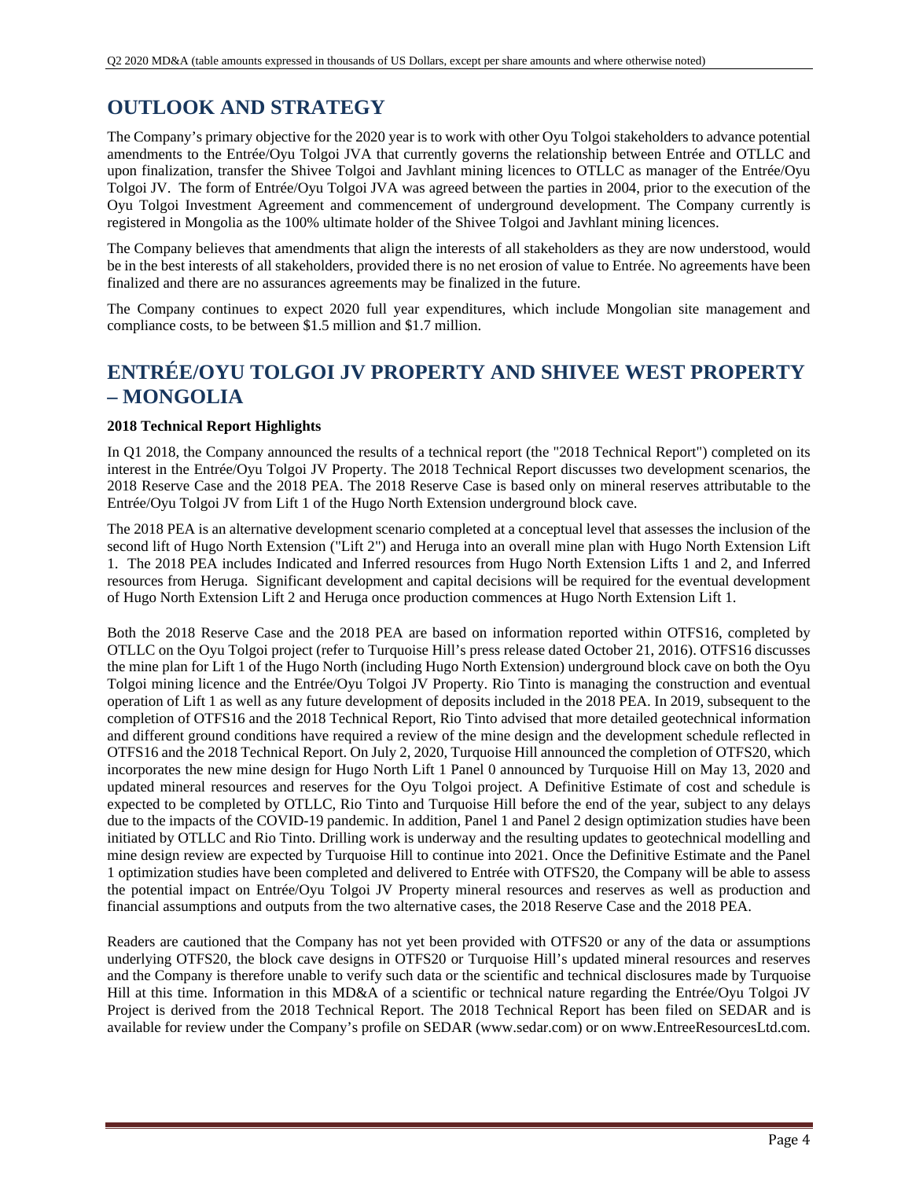# OUTLOOK AND STRATEGY

The Company's primary objective for the 2020 year is to work with other Oyu Tolgoi stakeholders to advance potential amendments to the Entrée/Oyu Tolgoi JVA that currently governs the relationship between Entrée and OTLLC and upon finalization, transfer the Shivee Tolgoi and Javhlant mining licences to OTLLC as manager of the Entrée/Oyu Tolgoi JV. The form of Entrée/Oyu Tolgoi JVA was agreed between the parties in 2004, prior to the execution of the Oyu Tolgoi Investment Agreement and commencement of underground development. The Company currently is registered in Mongolia as the 100% ultimate holder of the Shivee Tolgoi and Javhlant mining licences.

The Company believes that amendments that align the interests of all stakeholders as they are now understood, would be in the best interests of all stakeholders, provided there is no net erosion of value to Entrée. No agreements have been finalized and there are no assurances agreements may be finalized in the future.

The Company continues to expect 2020 full year expenditures, which include Mongolian site management and compliance costs, to be between $1.5 million and $1.7 million.

# ENTRÉE/OYU TOLGOI JV PROPERTY AND SHIVEE WEST PROPERTY – MONGOLIA

**2018 Technical Report Highlights**

In Q1 2018, the Company announced the results of a technical report (the "2018 Technical Report") completed on its interest in the Entrée/Oyu Tolgoi JV Property. The 2018 Technical Report discusses two development scenarios, the 2018 Reserve Case and the 2018 PEA. The 2018 Reserve Case is based only on mineral reserves attributable to the Entrée/Oyu Tolgoi JV from Lift 1 of the Hugo North Extension underground block cave.

The 2018 PEA is an alternative development scenario completed at a conceptual level that assesses the inclusion of the second lift of Hugo North Extension ("Lift 2") and Heruga into an overall mine plan with Hugo North Extension Lift 1. The 2018 PEA includes Indicated and Inferred resources from Hugo North Extension Lifts 1 and 2, and Inferred resources from Heruga. Significant development and capital decisions will be required for the eventual development of Hugo North Extension Lift 2 and Heruga once production commences at Hugo North Extension Lift 1.

Both the 2018 Reserve Case and the 2018 PEA are based on information reported within OTFS16, completed by OTLLC on the Oyu Tolgoi project (refer to Turquoise Hill's press release dated October 21, 2016). OTFS16 discusses the mine plan for Lift 1 of the Hugo North (including Hugo North Extension) underground block cave on both the Oyu Tolgoi mining licence and the Entrée/Oyu Tolgoi JV Property. Rio Tinto is managing the construction and eventual operation of Lift 1 as well as any future development of deposits included in the 2018 PEA. In 2019, subsequent to the completion of OTFS16 and the 2018 Technical Report, Rio Tinto advised that more detailed geotechnical information and different ground conditions have required a review of the mine design and the development schedule reflected in OTFS16 and the 2018 Technical Report. On July 2, 2020, Turquoise Hill announced the completion of OTFS20, which incorporates the new mine design for Hugo North Lift 1 Panel 0 announced by Turquoise Hill on May 13, 2020 and updated mineral resources and reserves for the Oyu Tolgoi project. A Definitive Estimate of cost and schedule is expected to be completed by OTLLC, Rio Tinto and Turquoise Hill before the end of the year, subject to any delays due to the impacts of the COVID-19 pandemic. In addition, Panel 1 and Panel 2 design optimization studies have been initiated by OTLLC and Rio Tinto. Drilling work is underway and the resulting updates to geotechnical modelling and mine design review are expected by Turquoise Hill to continue into 2021. Once the Definitive Estimate and the Panel 1 optimization studies have been completed and delivered to Entrée with OTFS20, the Company will be able to assess the potential impact on Entrée/Oyu Tolgoi JV Property mineral resources and reserves as well as production and financial assumptions and outputs from the two alternative cases, the 2018 Reserve Case and the 2018 PEA.

Readers are cautioned that the Company has not yet been provided with OTFS20 or any of the data or assumptions underlying OTFS20, the block cave designs in OTFS20 or Turquoise Hill's updated mineral resources and reserves and the Company is therefore unable to verify such data or the scientific and technical disclosures made by Turquoise Hill at this time. Information in this MD&A of a scientific or technical nature regarding the Entrée/Oyu Tolgoi JV Project is derived from the 2018 Technical Report. The 2018 Technical Report has been filed on SEDAR and is available for review under the Company's profile on SEDAR (www.sedar.com) or on www.EntreeResourcesLtd.com.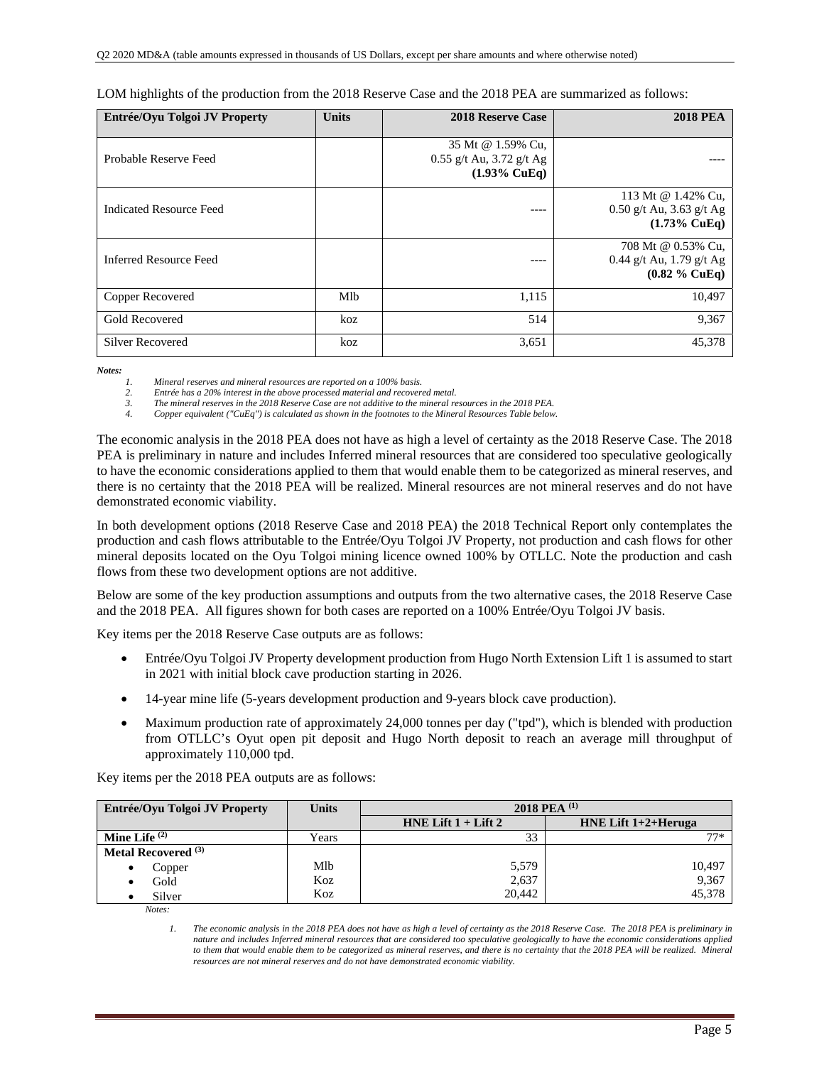LOM highlights of the production from the 2018 Reserve Case and the 2018 PEA are summarized as follows:

| Entrée/Oyu Tolgoi JV Property | Units | 2018 Reserve Case | 2018 PEA |
|---|---|---|---|
| Probable Reserve Feed | | 35 Mt @ 1.59% Cu, 0.55 g/t Au, 3.72 g/t Ag **(1.93% CuEq)** | ---- |
| Indicated Resource Feed | | ---- | 113 Mt @ 1.42% Cu, 0.50 g/t Au, 3.63 g/t Ag **(1.73% CuEq)** |
| Inferred Resource Feed | | ---- | 708 Mt @ 0.53% Cu, 0.44 g/t Au, 1.79 g/t Ag **(0.82 % CuEq)** |
| Copper Recovered | Mlb | 1,115 | 10,497 |
| Gold Recovered | koz | 514 | 9,367 |
| Silver Recovered | koz | 3,651 | 45,378 |

***Notes:***

1. *Mineral reserves and mineral resources are reported on a 100% basis.*
2. *Entrée has a 20% interest in the above processed material and recovered metal.*
3. *The mineral reserves in the 2018 Reserve Case are not additive to the mineral resources in the 2018 PEA.*
4. *Copper equivalent ("CuEq") is calculated as shown in the footnotes to the Mineral Resources Table below.*

The economic analysis in the 2018 PEA does not have as high a level of certainty as the 2018 Reserve Case. The 2018 PEA is preliminary in nature and includes Inferred mineral resources that are considered too speculative geologically to have the economic considerations applied to them that would enable them to be categorized as mineral reserves, and there is no certainty that the 2018 PEA will be realized. Mineral resources are not mineral reserves and do not have demonstrated economic viability.

In both development options (2018 Reserve Case and 2018 PEA) the 2018 Technical Report only contemplates the production and cash flows attributable to the Entrée/Oyu Tolgoi JV Property, not production and cash flows for other mineral deposits located on the Oyu Tolgoi mining licence owned 100% by OTLLC. Note the production and cash flows from these two development options are not additive.

Below are some of the key production assumptions and outputs from the two alternative cases, the 2018 Reserve Case and the 2018 PEA. All figures shown for both cases are reported on a 100% Entrée/Oyu Tolgoi JV basis.

Key items per the 2018 Reserve Case outputs are as follows:

- Entrée/Oyu Tolgoi JV Property development production from Hugo North Extension Lift 1 is assumed to start in 2021 with initial block cave production starting in 2026.
- 14-year mine life (5-years development production and 9-years block cave production).
- Maximum production rate of approximately 24,000 tonnes per day ("tpd"), which is blended with production from OTLLC's Oyut open pit deposit and Hugo North deposit to reach an average mill throughput of approximately 110,000 tpd.

Key items per the 2018 PEA outputs are as follows:

| Entrée/Oyu Tolgoi JV Property | Units | 2018 PEA [(1)] | |
|---|---|---|---|
| | | **HNE Lift 1 + Lift 2** | **HNE Lift 1+2+Heruga** |
| **Mine Life [(2)]** | Years | 33 | 77* |
| **Metal Recovered [(3)]** | | | |
| • Copper | Mlb | 5,579 | 10,497 |
| • Gold | Koz | 2,637 | 9,367 |
| • Silver | Koz | 20,442 | 45,378 |

*Notes:*

1. *The economic analysis in the 2018 PEA does not have as high a level of certainty as the 2018 Reserve Case. The 2018 PEA is preliminary in nature and includes Inferred mineral resources that are considered too speculative geologically to have the economic considerations applied to them that would enable them to be categorized as mineral reserves, and there is no certainty that the 2018 PEA will be realized. Mineral resources are not mineral reserves and do not have demonstrated economic viability.*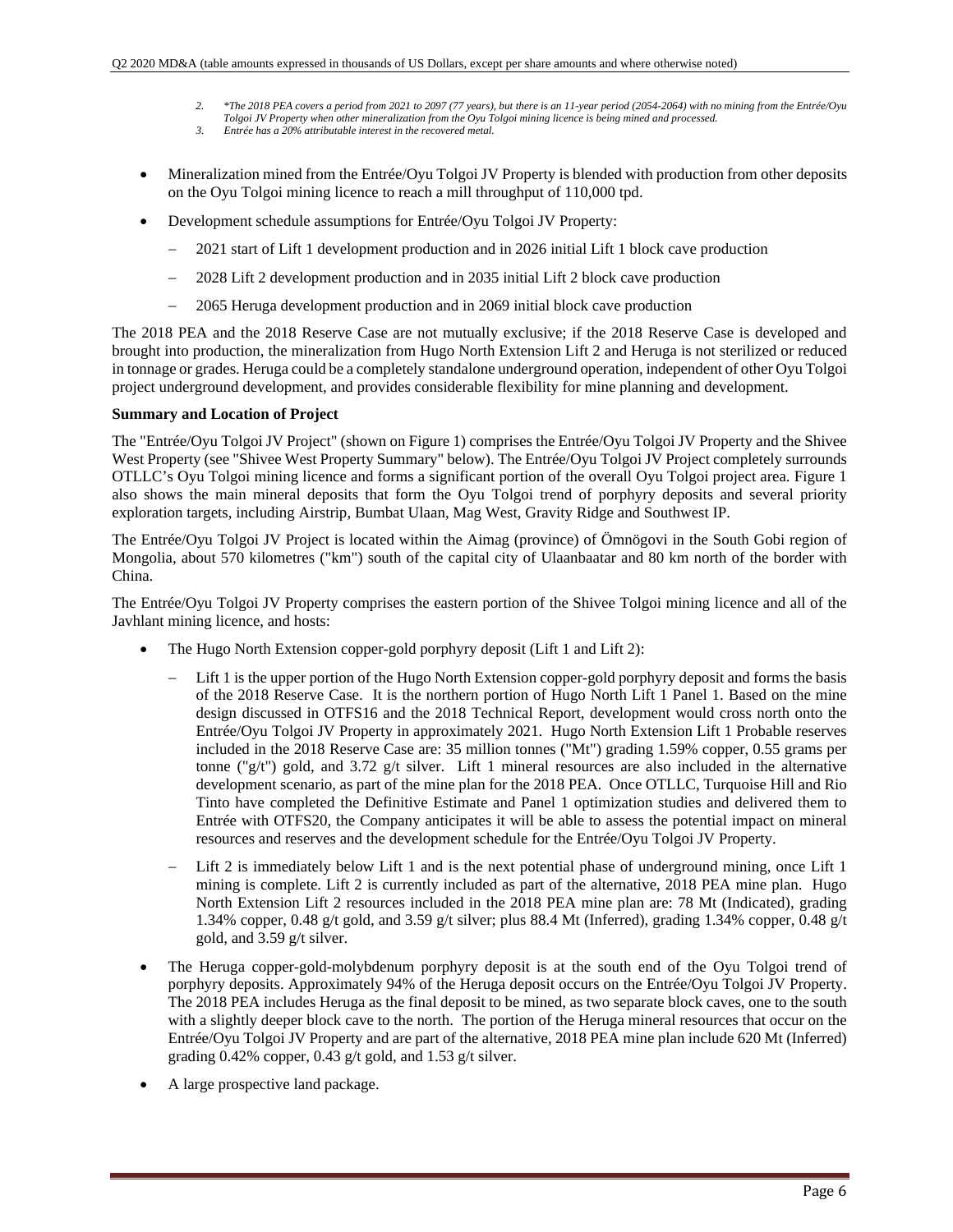2. *\*The 2018 PEA covers a period from 2021 to 2097 (77 years), but there is an 11-year period (2054-2064) with no mining from the Entrée/Oyu Tolgoi JV Property when other mineralization from the Oyu Tolgoi mining licence is being mined and processed.*
3. *Entrée has a 20% attributable interest in the recovered metal.*

- Mineralization mined from the Entrée/Oyu Tolgoi JV Property is blended with production from other deposits on the Oyu Tolgoi mining licence to reach a mill throughput of 110,000 tpd.
- Development schedule assumptions for Entrée/Oyu Tolgoi JV Property:
  - 2021 start of Lift 1 development production and in 2026 initial Lift 1 block cave production
  - 2028 Lift 2 development production and in 2035 initial Lift 2 block cave production
  - 2065 Heruga development production and in 2069 initial block cave production

The 2018 PEA and the 2018 Reserve Case are not mutually exclusive; if the 2018 Reserve Case is developed and brought into production, the mineralization from Hugo North Extension Lift 2 and Heruga is not sterilized or reduced in tonnage or grades. Heruga could be a completely standalone underground operation, independent of other Oyu Tolgoi project underground development, and provides considerable flexibility for mine planning and development.

**Summary and Location of Project**

The "Entrée/Oyu Tolgoi JV Project" (shown on Figure 1) comprises the Entrée/Oyu Tolgoi JV Property and the Shivee West Property (see "Shivee West Property Summary" below). The Entrée/Oyu Tolgoi JV Project completely surrounds OTLLC's Oyu Tolgoi mining licence and forms a significant portion of the overall Oyu Tolgoi project area. Figure 1 also shows the main mineral deposits that form the Oyu Tolgoi trend of porphyry deposits and several priority exploration targets, including Airstrip, Bumbat Ulaan, Mag West, Gravity Ridge and Southwest IP.

The Entrée/Oyu Tolgoi JV Project is located within the Aimag (province) of Ömnögovi in the South Gobi region of Mongolia, about 570 kilometres ("km") south of the capital city of Ulaanbaatar and 80 km north of the border with China.

The Entrée/Oyu Tolgoi JV Property comprises the eastern portion of the Shivee Tolgoi mining licence and all of the Javhlant mining licence, and hosts:

- The Hugo North Extension copper-gold porphyry deposit (Lift 1 and Lift 2):
  - Lift 1 is the upper portion of the Hugo North Extension copper-gold porphyry deposit and forms the basis of the 2018 Reserve Case. It is the northern portion of Hugo North Lift 1 Panel 1. Based on the mine design discussed in OTFS16 and the 2018 Technical Report, development would cross north onto the Entrée/Oyu Tolgoi JV Property in approximately 2021. Hugo North Extension Lift 1 Probable reserves included in the 2018 Reserve Case are: 35 million tonnes ("Mt") grading 1.59% copper, 0.55 grams per tonne ("g/t") gold, and 3.72 g/t silver. Lift 1 mineral resources are also included in the alternative development scenario, as part of the mine plan for the 2018 PEA. Once OTLLC, Turquoise Hill and Rio Tinto have completed the Definitive Estimate and Panel 1 optimization studies and delivered them to Entrée with OTFS20, the Company anticipates it will be able to assess the potential impact on mineral resources and reserves and the development schedule for the Entrée/Oyu Tolgoi JV Property.
  - Lift 2 is immediately below Lift 1 and is the next potential phase of underground mining, once Lift 1 mining is complete. Lift 2 is currently included as part of the alternative, 2018 PEA mine plan. Hugo North Extension Lift 2 resources included in the 2018 PEA mine plan are: 78 Mt (Indicated), grading 1.34% copper, 0.48 g/t gold, and 3.59 g/t silver; plus 88.4 Mt (Inferred), grading 1.34% copper, 0.48 g/t gold, and 3.59 g/t silver.
- The Heruga copper-gold-molybdenum porphyry deposit is at the south end of the Oyu Tolgoi trend of porphyry deposits. Approximately 94% of the Heruga deposit occurs on the Entrée/Oyu Tolgoi JV Property. The 2018 PEA includes Heruga as the final deposit to be mined, as two separate block caves, one to the south with a slightly deeper block cave to the north. The portion of the Heruga mineral resources that occur on the Entrée/Oyu Tolgoi JV Property and are part of the alternative, 2018 PEA mine plan include 620 Mt (Inferred) grading 0.42% copper, 0.43 g/t gold, and 1.53 g/t silver.
- A large prospective land package.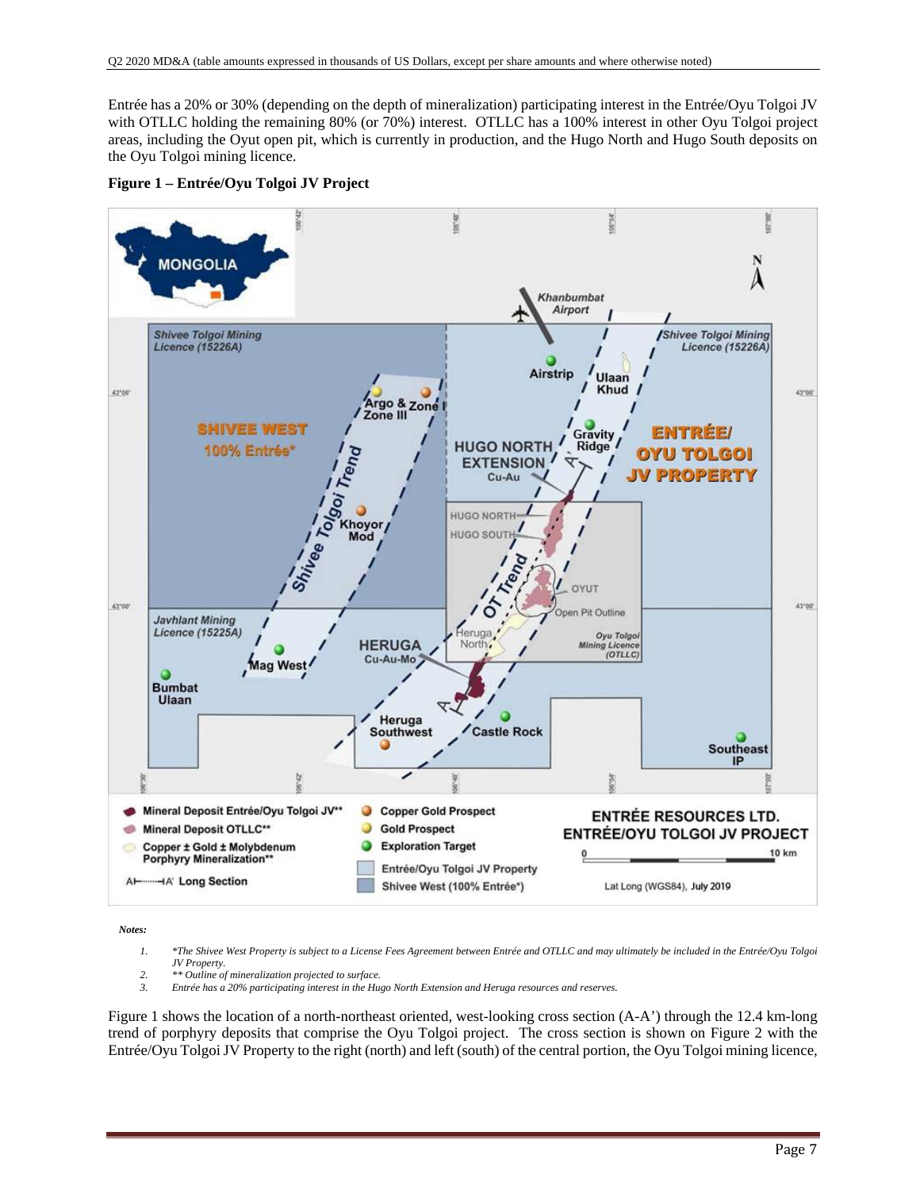Entrée has a 20% or 30% (depending on the depth of mineralization) participating interest in the Entrée/Oyu Tolgoi JV with OTLLC holding the remaining 80% (or 70%) interest. OTLLC has a 100% interest in other Oyu Tolgoi project areas, including the Oyut open pit, which is currently in production, and the Hugo North and Hugo South deposits on the Oyu Tolgoi mining licence.

**Figure 1 – Entrée/Oyu Tolgoi JV Project**

*Notes:*

1. *\*The Shivee West Property is subject to a License Fees Agreement between Entrée and OTLLC and may ultimately be included in the Entrée/Oyu Tolgoi JV Property.*
2. *\*\* Outline of mineralization projected to surface.*
3. *Entrée has a 20% participating interest in the Hugo North Extension and Heruga resources and reserves.*

Figure 1 shows the location of a north-northeast oriented, west-looking cross section (A-A') through the 12.4 km-long trend of porphyry deposits that comprise the Oyu Tolgoi project. The cross section is shown on Figure 2 with the Entrée/Oyu Tolgoi JV Property to the right (north) and left (south) of the central portion, the Oyu Tolgoi mining licence,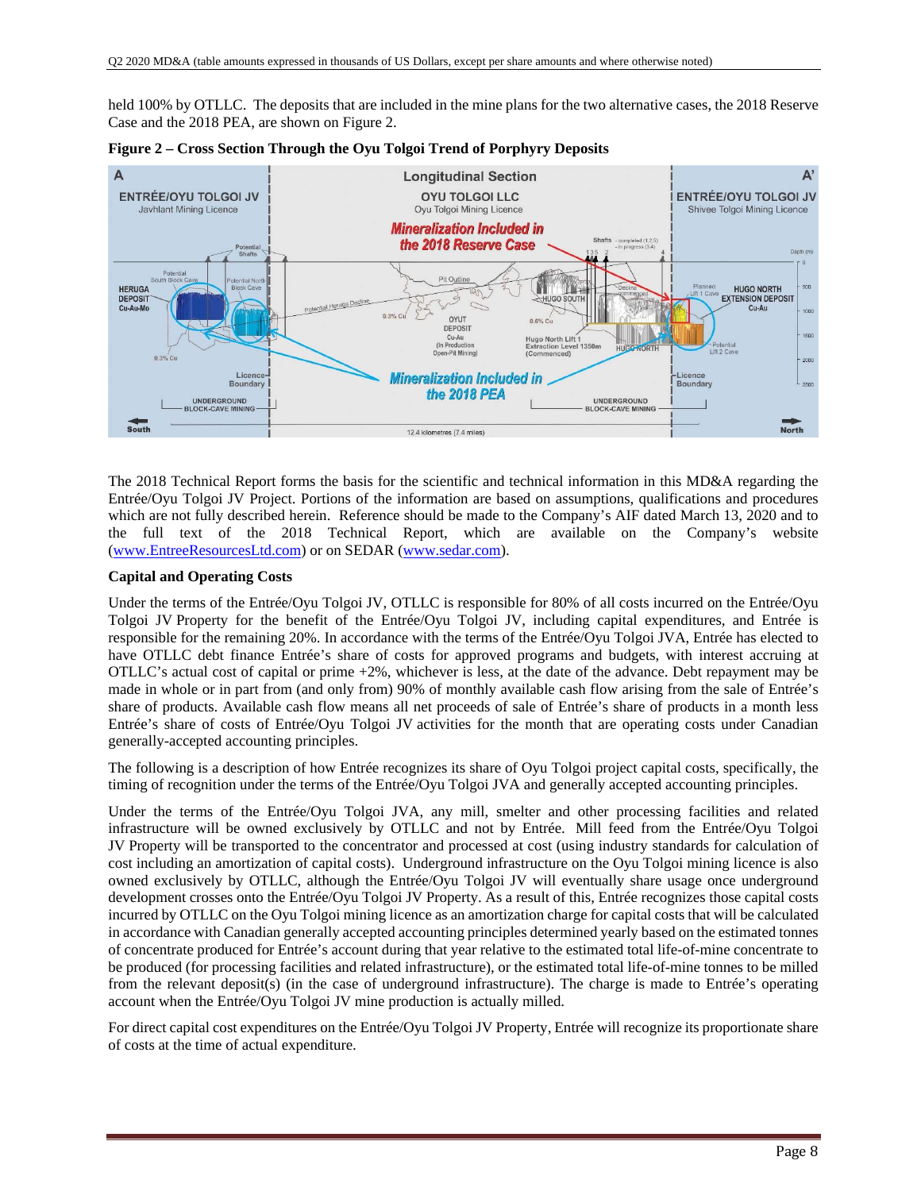held 100% by OTLLC. The deposits that are included in the mine plans for the two alternative cases, the 2018 Reserve Case and the 2018 PEA, are shown on Figure 2.

**Figure 2 – Cross Section Through the Oyu Tolgoi Trend of Porphyry Deposits**

The 2018 Technical Report forms the basis for the scientific and technical information in this MD&A regarding the Entrée/Oyu Tolgoi JV Project. Portions of the information are based on assumptions, qualifications and procedures which are not fully described herein. Reference should be made to the Company's AIF dated March 13, 2020 and to the full text of the 2018 Technical Report, which are available on the Company's website (www.EntreeResourcesLtd.com) or on SEDAR (www.sedar.com).

**Capital and Operating Costs**

Under the terms of the Entrée/Oyu Tolgoi JV, OTLLC is responsible for 80% of all costs incurred on the Entrée/Oyu Tolgoi JV Property for the benefit of the Entrée/Oyu Tolgoi JV, including capital expenditures, and Entrée is responsible for the remaining 20%. In accordance with the terms of the Entrée/Oyu Tolgoi JVA, Entrée has elected to have OTLLC debt finance Entrée's share of costs for approved programs and budgets, with interest accruing at OTLLC's actual cost of capital or prime +2%, whichever is less, at the date of the advance. Debt repayment may be made in whole or in part from (and only from) 90% of monthly available cash flow arising from the sale of Entrée's share of products. Available cash flow means all net proceeds of sale of Entrée's share of products in a month less Entrée's share of costs of Entrée/Oyu Tolgoi JV activities for the month that are operating costs under Canadian generally-accepted accounting principles.

The following is a description of how Entrée recognizes its share of Oyu Tolgoi project capital costs, specifically, the timing of recognition under the terms of the Entrée/Oyu Tolgoi JVA and generally accepted accounting principles.

Under the terms of the Entrée/Oyu Tolgoi JVA, any mill, smelter and other processing facilities and related infrastructure will be owned exclusively by OTLLC and not by Entrée. Mill feed from the Entrée/Oyu Tolgoi JV Property will be transported to the concentrator and processed at cost (using industry standards for calculation of cost including an amortization of capital costs). Underground infrastructure on the Oyu Tolgoi mining licence is also owned exclusively by OTLLC, although the Entrée/Oyu Tolgoi JV will eventually share usage once underground development crosses onto the Entrée/Oyu Tolgoi JV Property. As a result of this, Entrée recognizes those capital costs incurred by OTLLC on the Oyu Tolgoi mining licence as an amortization charge for capital costs that will be calculated in accordance with Canadian generally accepted accounting principles determined yearly based on the estimated tonnes of concentrate produced for Entrée's account during that year relative to the estimated total life-of-mine concentrate to be produced (for processing facilities and related infrastructure), or the estimated total life-of-mine tonnes to be milled from the relevant deposit(s) (in the case of underground infrastructure). The charge is made to Entrée's operating account when the Entrée/Oyu Tolgoi JV mine production is actually milled.

For direct capital cost expenditures on the Entrée/Oyu Tolgoi JV Property, Entrée will recognize its proportionate share of costs at the time of actual expenditure.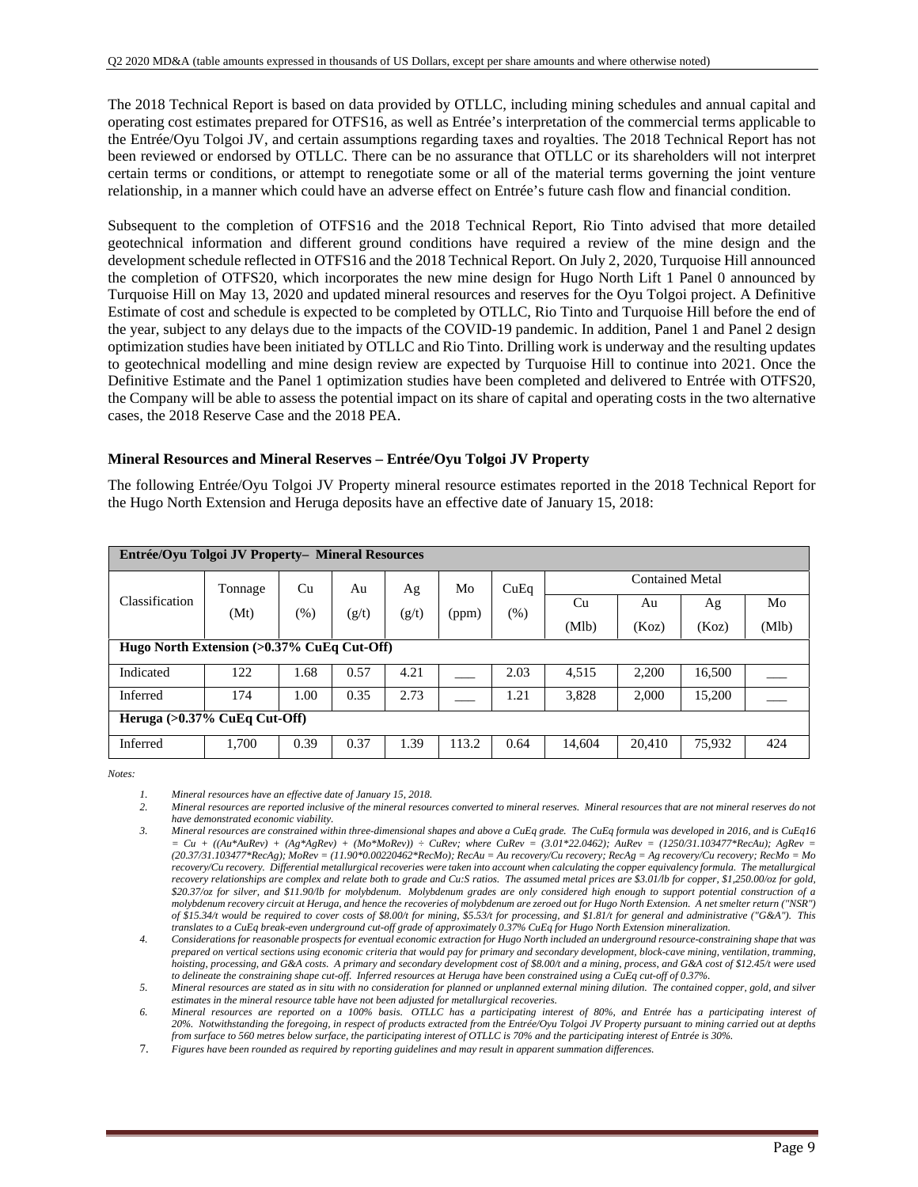The 2018 Technical Report is based on data provided by OTLLC, including mining schedules and annual capital and operating cost estimates prepared for OTFS16, as well as Entrée's interpretation of the commercial terms applicable to the Entrée/Oyu Tolgoi JV, and certain assumptions regarding taxes and royalties. The 2018 Technical Report has not been reviewed or endorsed by OTLLC. There can be no assurance that OTLLC or its shareholders will not interpret certain terms or conditions, or attempt to renegotiate some or all of the material terms governing the joint venture relationship, in a manner which could have an adverse effect on Entrée's future cash flow and financial condition.

Subsequent to the completion of OTFS16 and the 2018 Technical Report, Rio Tinto advised that more detailed geotechnical information and different ground conditions have required a review of the mine design and the development schedule reflected in OTFS16 and the 2018 Technical Report. On July 2, 2020, Turquoise Hill announced the completion of OTFS20, which incorporates the new mine design for Hugo North Lift 1 Panel 0 announced by Turquoise Hill on May 13, 2020 and updated mineral resources and reserves for the Oyu Tolgoi project. A Definitive Estimate of cost and schedule is expected to be completed by OTLLC, Rio Tinto and Turquoise Hill before the end of the year, subject to any delays due to the impacts of the COVID-19 pandemic. In addition, Panel 1 and Panel 2 design optimization studies have been initiated by OTLLC and Rio Tinto. Drilling work is underway and the resulting updates to geotechnical modelling and mine design review are expected by Turquoise Hill to continue into 2021. Once the Definitive Estimate and the Panel 1 optimization studies have been completed and delivered to Entrée with OTFS20, the Company will be able to assess the potential impact on its share of capital and operating costs in the two alternative cases, the 2018 Reserve Case and the 2018 PEA.

**Mineral Resources and Mineral Reserves – Entrée/Oyu Tolgoi JV Property**

The following Entrée/Oyu Tolgoi JV Property mineral resource estimates reported in the 2018 Technical Report for the Hugo North Extension and Heruga deposits have an effective date of January 15, 2018:

| **Entrée/Oyu Tolgoi JV Property– Mineral Resources** | | | | | | | | | | |
|---|---|---|---|---|---|---|---|---|---|---|
| Classification | Tonnage (Mt) | Cu (%) | Au (g/t) | Ag (g/t) | Mo (ppm) | CuEq (%) | Contained Metal | | | |
| | | | | | | | Cu (Mlb) | Au (Koz) | Ag (Koz) | Mo (Mlb) |
| **Hugo North Extension (>0.37% CuEq Cut-Off)** | | | | | | | | | | |
| Indicated | 122 | 1.68 | 0.57 | 4.21 | ___ | 2.03 | 4,515 | 2,200 | 16,500 | ___ |
| Inferred | 174 | 1.00 | 0.35 | 2.73 | ___ | 1.21 | 3,828 | 2,000 | 15,200 | ___ |
| **Heruga (>0.37% CuEq Cut-Off)** | | | | | | | | | | |
| Inferred | 1,700 | 0.39 | 0.37 | 1.39 | 113.2 | 0.64 | 14,604 | 20,410 | 75,932 | 424 |

*Notes:*

1. *Mineral resources have an effective date of January 15, 2018.*
2. *Mineral resources are reported inclusive of the mineral resources converted to mineral reserves. Mineral resources that are not mineral reserves do not have demonstrated economic viability.*
3. *Mineral resources are constrained within three-dimensional shapes and above a CuEq grade. The CuEq formula was developed in 2016, and is CuEq16 = Cu + ((Au\*AuRev) + (Ag\*AgRev) + (Mo\*MoRev)) ÷ CuRev; where CuRev = (3.01\*22.0462); AuRev = (1250/31.103477\*RecAu); AgRev = (20.37/31.103477\*RecAg); MoRev = (11.90\*0.00220462\*RecMo); RecAu = Au recovery/Cu recovery; RecAg = Ag recovery/Cu recovery; RecMo = Mo recovery/Cu recovery. Differential metallurgical recoveries were taken into account when calculating the copper equivalency formula. The metallurgical recovery relationships are complex and relate both to grade and Cu:S ratios. The assumed metal prices are $3.01/lb for copper, $1,250.00/oz for gold, $20.37/oz for silver, and $11.90/lb for molybdenum. Molybdenum grades are only considered high enough to support potential construction of a molybdenum recovery circuit at Heruga, and hence the recoveries of molybdenum are zeroed out for Hugo North Extension. A net smelter return ("NSR") of $15.34/t would be required to cover costs of $8.00/t for mining, $5.53/t for processing, and $1.81/t for general and administrative ("G&A"). This translates to a CuEq break-even underground cut-off grade of approximately 0.37% CuEq for Hugo North Extension mineralization.*
4. *Considerations for reasonable prospects for eventual economic extraction for Hugo North included an underground resource-constraining shape that was prepared on vertical sections using economic criteria that would pay for primary and secondary development, block-cave mining, ventilation, tramming, hoisting, processing, and G&A costs. A primary and secondary development cost of $8.00/t and a mining, process, and G&A cost of $12.45/t were used to delineate the constraining shape cut-off. Inferred resources at Heruga have been constrained using a CuEq cut-off of 0.37%.*
5. *Mineral resources are stated as in situ with no consideration for planned or unplanned external mining dilution. The contained copper, gold, and silver estimates in the mineral resource table have not been adjusted for metallurgical recoveries.*
6. *Mineral resources are reported on a 100% basis. OTLLC has a participating interest of 80%, and Entrée has a participating interest of 20%. Notwithstanding the foregoing, in respect of products extracted from the Entrée/Oyu Tolgoi JV Property pursuant to mining carried out at depths from surface to 560 metres below surface, the participating interest of OTLLC is 70% and the participating interest of Entrée is 30%.*
7. *Figures have been rounded as required by reporting guidelines and may result in apparent summation differences.*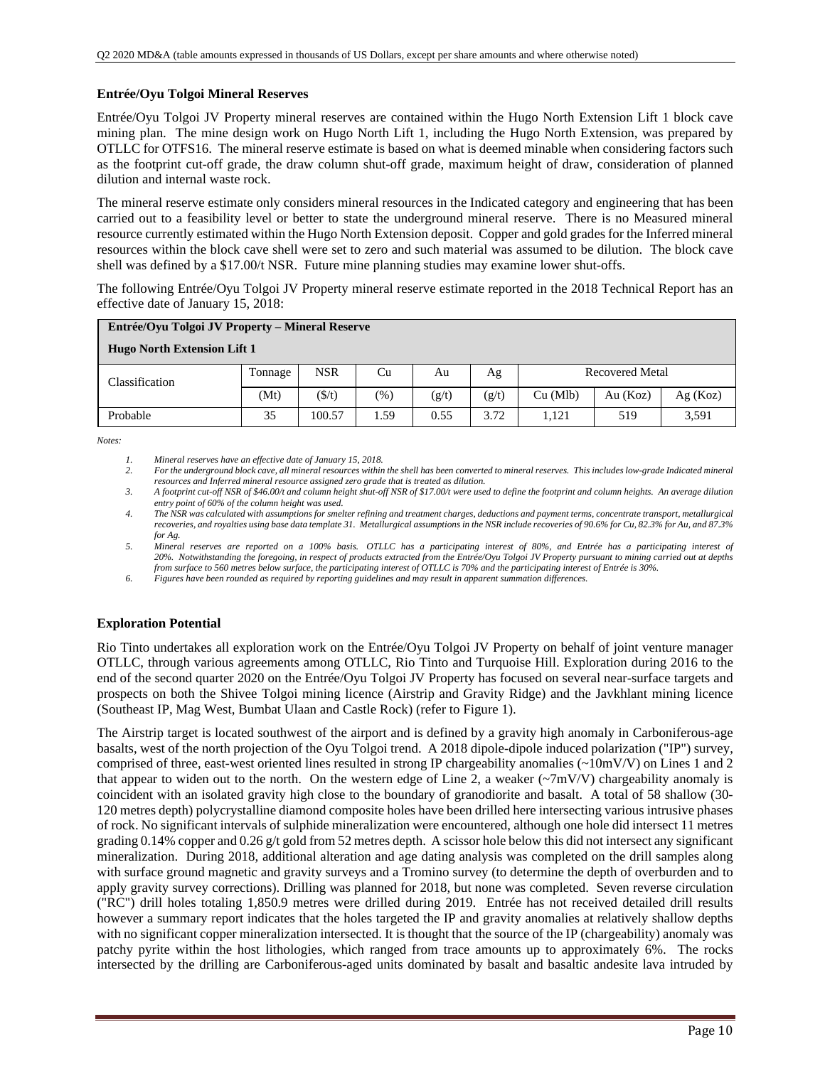### Entrée/Oyu Tolgoi Mineral Reserves

Entrée/Oyu Tolgoi JV Property mineral reserves are contained within the Hugo North Extension Lift 1 block cave mining plan. The mine design work on Hugo North Lift 1, including the Hugo North Extension, was prepared by OTLLC for OTFS16. The mineral reserve estimate is based on what is deemed minable when considering factors such as the footprint cut-off grade, the draw column shut-off grade, maximum height of draw, consideration of planned dilution and internal waste rock.

The mineral reserve estimate only considers mineral resources in the Indicated category and engineering that has been carried out to a feasibility level or better to state the underground mineral reserve. There is no Measured mineral resource currently estimated within the Hugo North Extension deposit. Copper and gold grades for the Inferred mineral resources within the block cave shell were set to zero and such material was assumed to be dilution. The block cave shell was defined by a $17.00/t NSR. Future mine planning studies may examine lower shut-offs.

The following Entrée/Oyu Tolgoi JV Property mineral reserve estimate reported in the 2018 Technical Report has an effective date of January 15, 2018:

**Entrée/Oyu Tolgoi JV Property – Mineral Reserve**

**Hugo North Extension Lift 1**

| Classification | Tonnage | NSR | Cu | Au | Ag | Recovered Metal | | |
|---|---|---|---|---|---|---|---|---|
| | (Mt) | ($/t) | (%) | (g/t) | (g/t) | Cu (Mlb) | Au (Koz) | Ag (Koz) |
| Probable | 35 | 100.57 | 1.59 | 0.55 | 3.72 | 1,121 | 519 | 3,591 |

*Notes:*

1. *Mineral reserves have an effective date of January 15, 2018.*
2. *For the underground block cave, all mineral resources within the shell has been converted to mineral reserves. This includes low-grade Indicated mineral resources and Inferred mineral resource assigned zero grade that is treated as dilution.*
3. *A footprint cut-off NSR of $46.00/t and column height shut-off NSR of $17.00/t were used to define the footprint and column heights. An average dilution entry point of 60% of the column height was used.*
4. *The NSR was calculated with assumptions for smelter refining and treatment charges, deductions and payment terms, concentrate transport, metallurgical recoveries, and royalties using base data template 31. Metallurgical assumptions in the NSR include recoveries of 90.6% for Cu, 82.3% for Au, and 87.3% for Ag.*
5. *Mineral reserves are reported on a 100% basis. OTLLC has a participating interest of 80%, and Entrée has a participating interest of 20%. Notwithstanding the foregoing, in respect of products extracted from the Entrée/Oyu Tolgoi JV Property pursuant to mining carried out at depths from surface to 560 metres below surface, the participating interest of OTLLC is 70% and the participating interest of Entrée is 30%.*
6. *Figures have been rounded as required by reporting guidelines and may result in apparent summation differences.*

### Exploration Potential

Rio Tinto undertakes all exploration work on the Entrée/Oyu Tolgoi JV Property on behalf of joint venture manager OTLLC, through various agreements among OTLLC, Rio Tinto and Turquoise Hill. Exploration during 2016 to the end of the second quarter 2020 on the Entrée/Oyu Tolgoi JV Property has focused on several near-surface targets and prospects on both the Shivee Tolgoi mining licence (Airstrip and Gravity Ridge) and the Javkhlant mining licence (Southeast IP, Mag West, Bumbat Ulaan and Castle Rock) (refer to Figure 1).

The Airstrip target is located southwest of the airport and is defined by a gravity high anomaly in Carboniferous-age basalts, west of the north projection of the Oyu Tolgoi trend. A 2018 dipole-dipole induced polarization ("IP") survey, comprised of three, east-west oriented lines resulted in strong IP chargeability anomalies (~10mV/V) on Lines 1 and 2 that appear to widen out to the north. On the western edge of Line 2, a weaker (~7mV/V) chargeability anomaly is coincident with an isolated gravity high close to the boundary of granodiorite and basalt. A total of 58 shallow (30-120 metres depth) polycrystalline diamond composite holes have been drilled here intersecting various intrusive phases of rock. No significant intervals of sulphide mineralization were encountered, although one hole did intersect 11 metres grading 0.14% copper and 0.26 g/t gold from 52 metres depth. A scissor hole below this did not intersect any significant mineralization. During 2018, additional alteration and age dating analysis was completed on the drill samples along with surface ground magnetic and gravity surveys and a Tromino survey (to determine the depth of overburden and to apply gravity survey corrections). Drilling was planned for 2018, but none was completed. Seven reverse circulation ("RC") drill holes totaling 1,850.9 metres were drilled during 2019. Entrée has not received detailed drill results however a summary report indicates that the holes targeted the IP and gravity anomalies at relatively shallow depths with no significant copper mineralization intersected. It is thought that the source of the IP (chargeability) anomaly was patchy pyrite within the host lithologies, which ranged from trace amounts up to approximately 6%. The rocks intersected by the drilling are Carboniferous-aged units dominated by basalt and basaltic andesite lava intruded by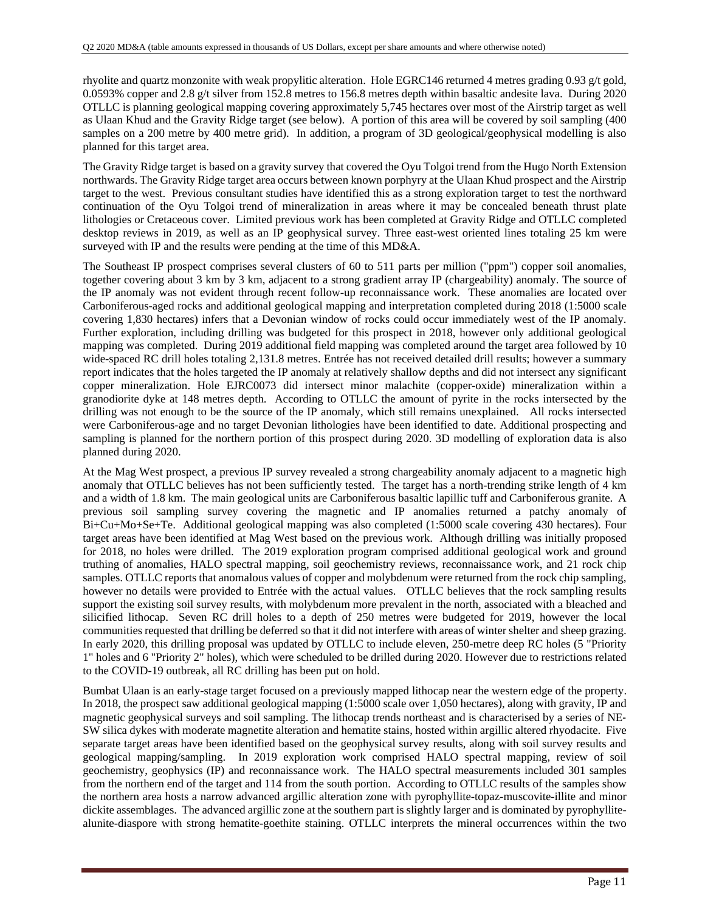rhyolite and quartz monzonite with weak propylitic alteration. Hole EGRC146 returned 4 metres grading 0.93 g/t gold, 0.0593% copper and 2.8 g/t silver from 152.8 metres to 156.8 metres depth within basaltic andesite lava. During 2020 OTLLC is planning geological mapping covering approximately 5,745 hectares over most of the Airstrip target as well as Ulaan Khud and the Gravity Ridge target (see below). A portion of this area will be covered by soil sampling (400 samples on a 200 metre by 400 metre grid). In addition, a program of 3D geological/geophysical modelling is also planned for this target area.

The Gravity Ridge target is based on a gravity survey that covered the Oyu Tolgoi trend from the Hugo North Extension northwards. The Gravity Ridge target area occurs between known porphyry at the Ulaan Khud prospect and the Airstrip target to the west. Previous consultant studies have identified this as a strong exploration target to test the northward continuation of the Oyu Tolgoi trend of mineralization in areas where it may be concealed beneath thrust plate lithologies or Cretaceous cover. Limited previous work has been completed at Gravity Ridge and OTLLC completed desktop reviews in 2019, as well as an IP geophysical survey. Three east-west oriented lines totaling 25 km were surveyed with IP and the results were pending at the time of this MD&A.

The Southeast IP prospect comprises several clusters of 60 to 511 parts per million ("ppm") copper soil anomalies, together covering about 3 km by 3 km, adjacent to a strong gradient array IP (chargeability) anomaly. The source of the IP anomaly was not evident through recent follow-up reconnaissance work. These anomalies are located over Carboniferous-aged rocks and additional geological mapping and interpretation completed during 2018 (1:5000 scale covering 1,830 hectares) infers that a Devonian window of rocks could occur immediately west of the IP anomaly. Further exploration, including drilling was budgeted for this prospect in 2018, however only additional geological mapping was completed. During 2019 additional field mapping was completed around the target area followed by 10 wide-spaced RC drill holes totaling 2,131.8 metres. Entrée has not received detailed drill results; however a summary report indicates that the holes targeted the IP anomaly at relatively shallow depths and did not intersect any significant copper mineralization. Hole EJRC0073 did intersect minor malachite (copper-oxide) mineralization within a granodiorite dyke at 148 metres depth. According to OTLLC the amount of pyrite in the rocks intersected by the drilling was not enough to be the source of the IP anomaly, which still remains unexplained. All rocks intersected were Carboniferous-age and no target Devonian lithologies have been identified to date. Additional prospecting and sampling is planned for the northern portion of this prospect during 2020. 3D modelling of exploration data is also planned during 2020.

At the Mag West prospect, a previous IP survey revealed a strong chargeability anomaly adjacent to a magnetic high anomaly that OTLLC believes has not been sufficiently tested. The target has a north-trending strike length of 4 km and a width of 1.8 km. The main geological units are Carboniferous basaltic lapillic tuff and Carboniferous granite. A previous soil sampling survey covering the magnetic and IP anomalies returned a patchy anomaly of Bi+Cu+Mo+Se+Te. Additional geological mapping was also completed (1:5000 scale covering 430 hectares). Four target areas have been identified at Mag West based on the previous work. Although drilling was initially proposed for 2018, no holes were drilled. The 2019 exploration program comprised additional geological work and ground truthing of anomalies, HALO spectral mapping, soil geochemistry reviews, reconnaissance work, and 21 rock chip samples. OTLLC reports that anomalous values of copper and molybdenum were returned from the rock chip sampling, however no details were provided to Entrée with the actual values. OTLLC believes that the rock sampling results support the existing soil survey results, with molybdenum more prevalent in the north, associated with a bleached and silicified lithocap. Seven RC drill holes to a depth of 250 metres were budgeted for 2019, however the local communities requested that drilling be deferred so that it did not interfere with areas of winter shelter and sheep grazing. In early 2020, this drilling proposal was updated by OTLLC to include eleven, 250-metre deep RC holes (5 "Priority 1" holes and 6 "Priority 2" holes), which were scheduled to be drilled during 2020. However due to restrictions related to the COVID-19 outbreak, all RC drilling has been put on hold.

Bumbat Ulaan is an early-stage target focused on a previously mapped lithocap near the western edge of the property. In 2018, the prospect saw additional geological mapping (1:5000 scale over 1,050 hectares), along with gravity, IP and magnetic geophysical surveys and soil sampling. The lithocap trends northeast and is characterised by a series of NE-SW silica dykes with moderate magnetite alteration and hematite stains, hosted within argillic altered rhyodacite. Five separate target areas have been identified based on the geophysical survey results, along with soil survey results and geological mapping/sampling. In 2019 exploration work comprised HALO spectral mapping, review of soil geochemistry, geophysics (IP) and reconnaissance work. The HALO spectral measurements included 301 samples from the northern end of the target and 114 from the south portion. According to OTLLC results of the samples show the northern area hosts a narrow advanced argillic alteration zone with pyrophyllite-topaz-muscovite-illite and minor dickite assemblages. The advanced argillic zone at the southern part is slightly larger and is dominated by pyrophyllite-alunite-diaspore with strong hematite-goethite staining. OTLLC interprets the mineral occurrences within the two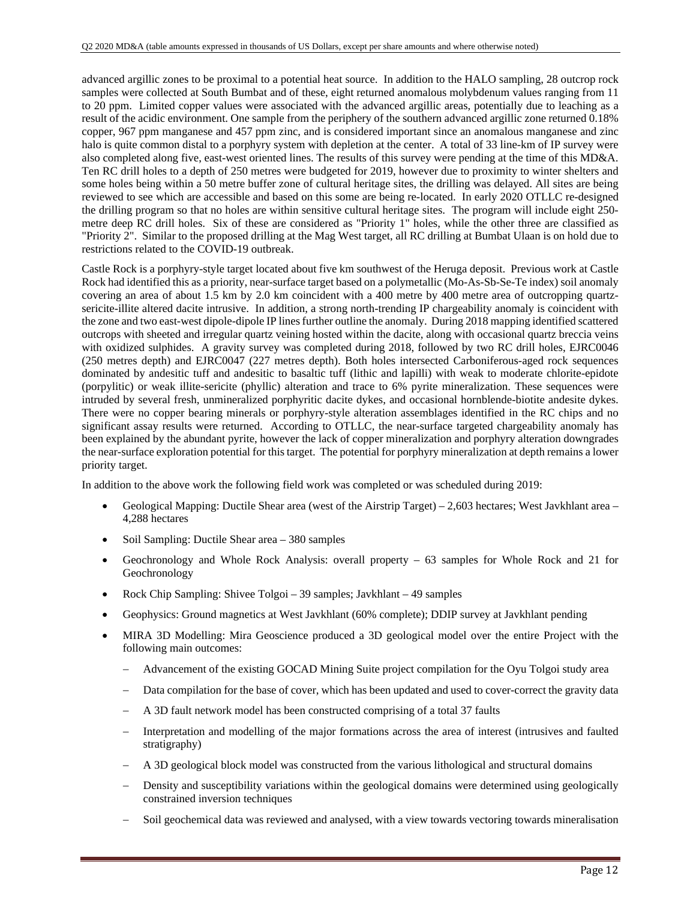advanced argillic zones to be proximal to a potential heat source. In addition to the HALO sampling, 28 outcrop rock samples were collected at South Bumbat and of these, eight returned anomalous molybdenum values ranging from 11 to 20 ppm. Limited copper values were associated with the advanced argillic areas, potentially due to leaching as a result of the acidic environment. One sample from the periphery of the southern advanced argillic zone returned 0.18% copper, 967 ppm manganese and 457 ppm zinc, and is considered important since an anomalous manganese and zinc halo is quite common distal to a porphyry system with depletion at the center. A total of 33 line-km of IP survey were also completed along five, east-west oriented lines. The results of this survey were pending at the time of this MD&A. Ten RC drill holes to a depth of 250 metres were budgeted for 2019, however due to proximity to winter shelters and some holes being within a 50 metre buffer zone of cultural heritage sites, the drilling was delayed. All sites are being reviewed to see which are accessible and based on this some are being re-located. In early 2020 OTLLC re-designed the drilling program so that no holes are within sensitive cultural heritage sites. The program will include eight 250-metre deep RC drill holes. Six of these are considered as "Priority 1" holes, while the other three are classified as "Priority 2". Similar to the proposed drilling at the Mag West target, all RC drilling at Bumbat Ulaan is on hold due to restrictions related to the COVID-19 outbreak.

Castle Rock is a porphyry-style target located about five km southwest of the Heruga deposit. Previous work at Castle Rock had identified this as a priority, near-surface target based on a polymetallic (Mo-As-Sb-Se-Te index) soil anomaly covering an area of about 1.5 km by 2.0 km coincident with a 400 metre by 400 metre area of outcropping quartz-sericite-illite altered dacite intrusive. In addition, a strong north-trending IP chargeability anomaly is coincident with the zone and two east-west dipole-dipole IP lines further outline the anomaly. During 2018 mapping identified scattered outcrops with sheeted and irregular quartz veining hosted within the dacite, along with occasional quartz breccia veins with oxidized sulphides. A gravity survey was completed during 2018, followed by two RC drill holes, EJRC0046 (250 metres depth) and EJRC0047 (227 metres depth). Both holes intersected Carboniferous-aged rock sequences dominated by andesitic tuff and andesitic to basaltic tuff (lithic and lapilli) with weak to moderate chlorite-epidote (porpylitic) or weak illite-sericite (phyllic) alteration and trace to 6% pyrite mineralization. These sequences were intruded by several fresh, unmineralized porphyritic dacite dykes, and occasional hornblende-biotite andesite dykes. There were no copper bearing minerals or porphyry-style alteration assemblages identified in the RC chips and no significant assay results were returned. According to OTLLC, the near-surface targeted chargeability anomaly has been explained by the abundant pyrite, however the lack of copper mineralization and porphyry alteration downgrades the near-surface exploration potential for this target. The potential for porphyry mineralization at depth remains a lower priority target.

In addition to the above work the following field work was completed or was scheduled during 2019:

- Geological Mapping: Ductile Shear area (west of the Airstrip Target) – 2,603 hectares; West Javkhlant area – 4,288 hectares
- Soil Sampling: Ductile Shear area – 380 samples
- Geochronology and Whole Rock Analysis: overall property – 63 samples for Whole Rock and 21 for Geochronology
- Rock Chip Sampling: Shivee Tolgoi – 39 samples; Javkhlant – 49 samples
- Geophysics: Ground magnetics at West Javkhlant (60% complete); DDIP survey at Javkhlant pending
- MIRA 3D Modelling: Mira Geoscience produced a 3D geological model over the entire Project with the following main outcomes:
  - Advancement of the existing GOCAD Mining Suite project compilation for the Oyu Tolgoi study area
  - Data compilation for the base of cover, which has been updated and used to cover-correct the gravity data
  - A 3D fault network model has been constructed comprising of a total 37 faults
  - Interpretation and modelling of the major formations across the area of interest (intrusives and faulted stratigraphy)
  - A 3D geological block model was constructed from the various lithological and structural domains
  - Density and susceptibility variations within the geological domains were determined using geologically constrained inversion techniques
  - Soil geochemical data was reviewed and analysed, with a view towards vectoring towards mineralisation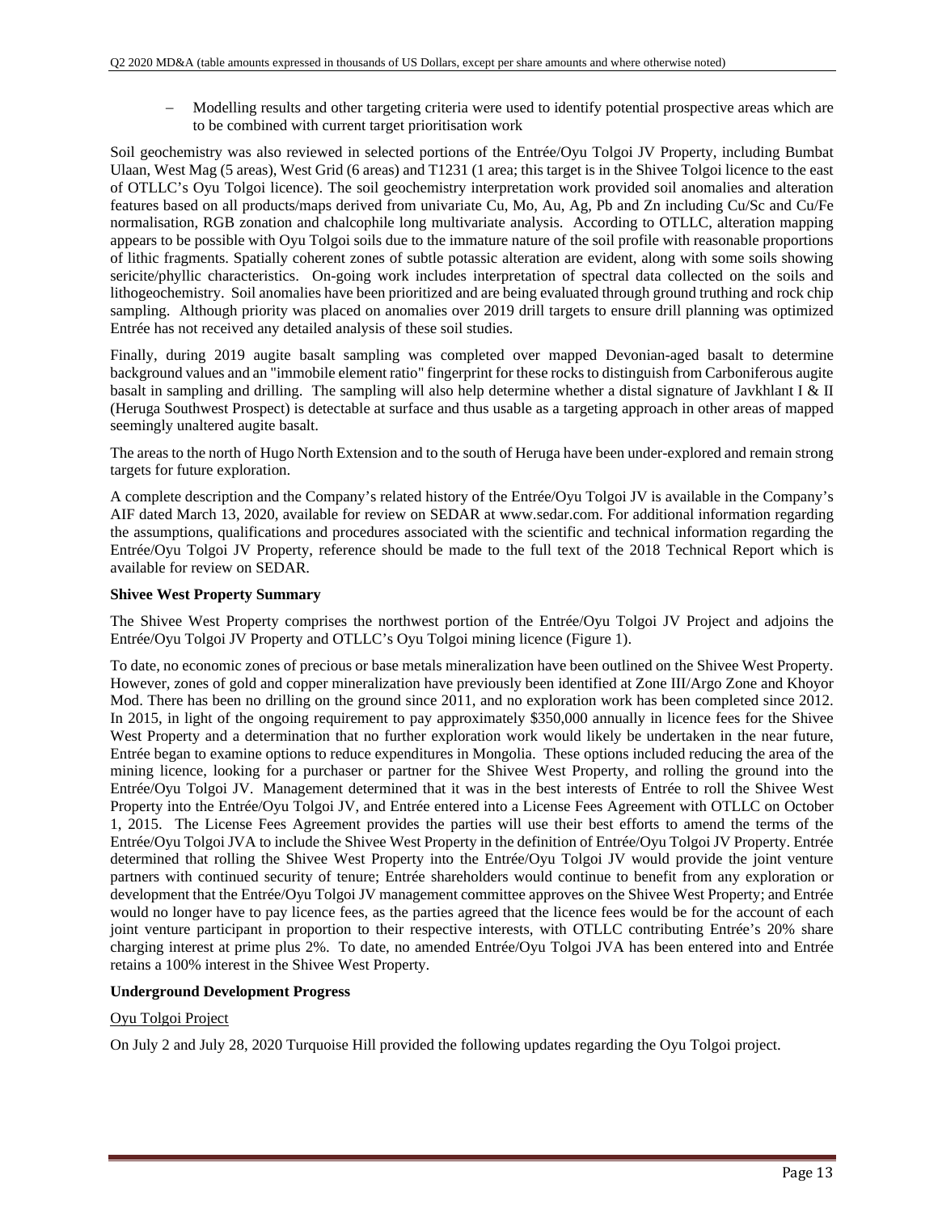- Modelling results and other targeting criteria were used to identify potential prospective areas which are to be combined with current target prioritisation work

Soil geochemistry was also reviewed in selected portions of the Entrée/Oyu Tolgoi JV Property, including Bumbat Ulaan, West Mag (5 areas), West Grid (6 areas) and T1231 (1 area; this target is in the Shivee Tolgoi licence to the east of OTLLC's Oyu Tolgoi licence). The soil geochemistry interpretation work provided soil anomalies and alteration features based on all products/maps derived from univariate Cu, Mo, Au, Ag, Pb and Zn including Cu/Sc and Cu/Fe normalisation, RGB zonation and chalcophile long multivariate analysis. According to OTLLC, alteration mapping appears to be possible with Oyu Tolgoi soils due to the immature nature of the soil profile with reasonable proportions of lithic fragments. Spatially coherent zones of subtle potassic alteration are evident, along with some soils showing sericite/phyllic characteristics. On-going work includes interpretation of spectral data collected on the soils and lithogeochemistry. Soil anomalies have been prioritized and are being evaluated through ground truthing and rock chip sampling. Although priority was placed on anomalies over 2019 drill targets to ensure drill planning was optimized Entrée has not received any detailed analysis of these soil studies.

Finally, during 2019 augite basalt sampling was completed over mapped Devonian-aged basalt to determine background values and an "immobile element ratio" fingerprint for these rocks to distinguish from Carboniferous augite basalt in sampling and drilling. The sampling will also help determine whether a distal signature of Javkhlant I & II (Heruga Southwest Prospect) is detectable at surface and thus usable as a targeting approach in other areas of mapped seemingly unaltered augite basalt.

The areas to the north of Hugo North Extension and to the south of Heruga have been under-explored and remain strong targets for future exploration.

A complete description and the Company's related history of the Entrée/Oyu Tolgoi JV is available in the Company's AIF dated March 13, 2020, available for review on SEDAR at www.sedar.com. For additional information regarding the assumptions, qualifications and procedures associated with the scientific and technical information regarding the Entrée/Oyu Tolgoi JV Property, reference should be made to the full text of the 2018 Technical Report which is available for review on SEDAR.

**Shivee West Property Summary**

The Shivee West Property comprises the northwest portion of the Entrée/Oyu Tolgoi JV Project and adjoins the Entrée/Oyu Tolgoi JV Property and OTLLC's Oyu Tolgoi mining licence (Figure 1).

To date, no economic zones of precious or base metals mineralization have been outlined on the Shivee West Property. However, zones of gold and copper mineralization have previously been identified at Zone III/Argo Zone and Khoyor Mod. There has been no drilling on the ground since 2011, and no exploration work has been completed since 2012. In 2015, in light of the ongoing requirement to pay approximately $350,000 annually in licence fees for the Shivee West Property and a determination that no further exploration work would likely be undertaken in the near future, Entrée began to examine options to reduce expenditures in Mongolia. These options included reducing the area of the mining licence, looking for a purchaser or partner for the Shivee West Property, and rolling the ground into the Entrée/Oyu Tolgoi JV. Management determined that it was in the best interests of Entrée to roll the Shivee West Property into the Entrée/Oyu Tolgoi JV, and Entrée entered into a License Fees Agreement with OTLLC on October 1, 2015. The License Fees Agreement provides the parties will use their best efforts to amend the terms of the Entrée/Oyu Tolgoi JVA to include the Shivee West Property in the definition of Entrée/Oyu Tolgoi JV Property. Entrée determined that rolling the Shivee West Property into the Entrée/Oyu Tolgoi JV would provide the joint venture partners with continued security of tenure; Entrée shareholders would continue to benefit from any exploration or development that the Entrée/Oyu Tolgoi JV management committee approves on the Shivee West Property; and Entrée would no longer have to pay licence fees, as the parties agreed that the licence fees would be for the account of each joint venture participant in proportion to their respective interests, with OTLLC contributing Entrée's 20% share charging interest at prime plus 2%. To date, no amended Entrée/Oyu Tolgoi JVA has been entered into and Entrée retains a 100% interest in the Shivee West Property.

**Underground Development Progress**

Oyu Tolgoi Project

On July 2 and July 28, 2020 Turquoise Hill provided the following updates regarding the Oyu Tolgoi project.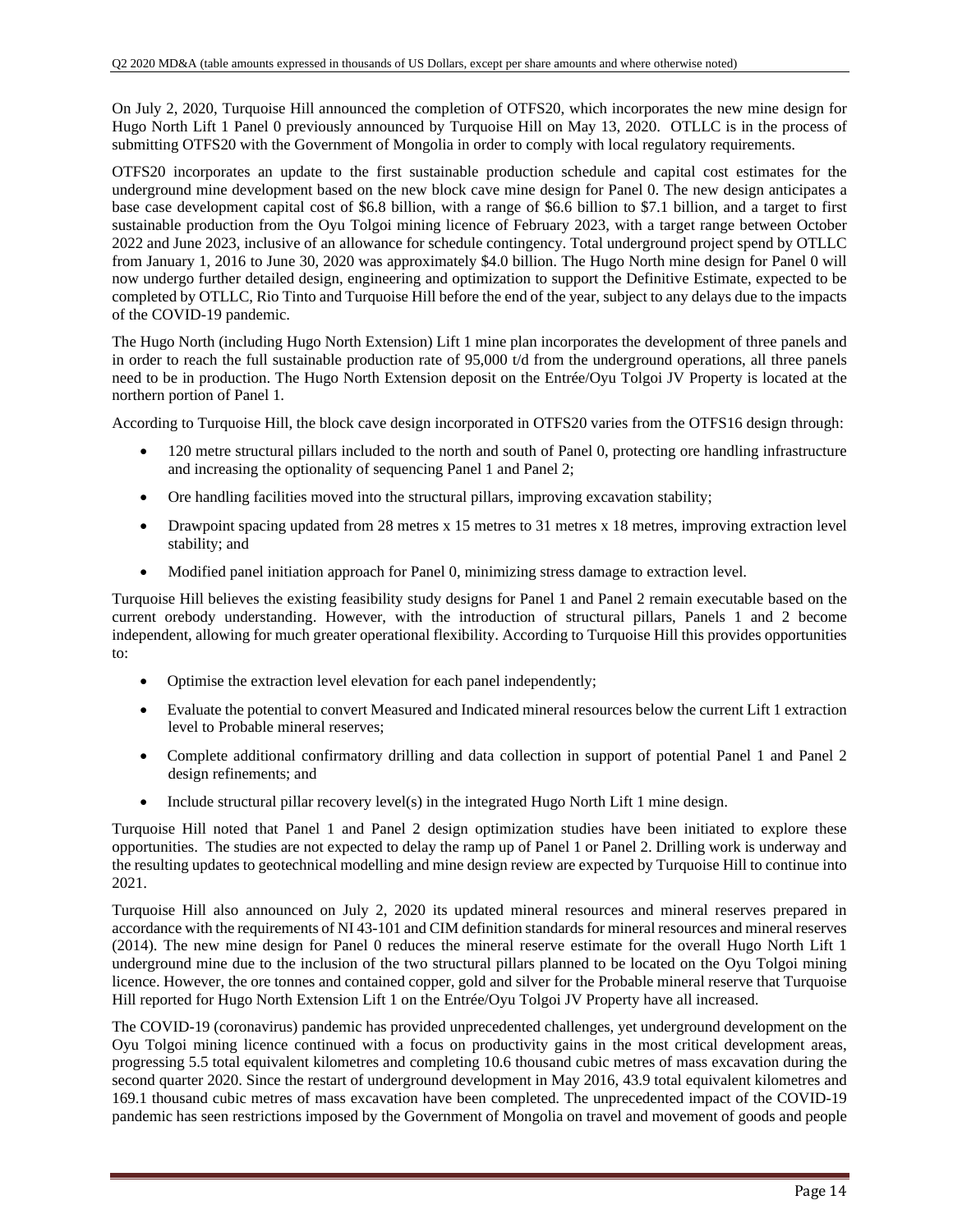On July 2, 2020, Turquoise Hill announced the completion of OTFS20, which incorporates the new mine design for Hugo North Lift 1 Panel 0 previously announced by Turquoise Hill on May 13, 2020. OTLLC is in the process of submitting OTFS20 with the Government of Mongolia in order to comply with local regulatory requirements.

OTFS20 incorporates an update to the first sustainable production schedule and capital cost estimates for the underground mine development based on the new block cave mine design for Panel 0. The new design anticipates a base case development capital cost of $6.8 billion, with a range of $6.6 billion to $7.1 billion, and a target to first sustainable production from the Oyu Tolgoi mining licence of February 2023, with a target range between October 2022 and June 2023, inclusive of an allowance for schedule contingency. Total underground project spend by OTLLC from January 1, 2016 to June 30, 2020 was approximately $4.0 billion. The Hugo North mine design for Panel 0 will now undergo further detailed design, engineering and optimization to support the Definitive Estimate, expected to be completed by OTLLC, Rio Tinto and Turquoise Hill before the end of the year, subject to any delays due to the impacts of the COVID-19 pandemic.

The Hugo North (including Hugo North Extension) Lift 1 mine plan incorporates the development of three panels and in order to reach the full sustainable production rate of 95,000 t/d from the underground operations, all three panels need to be in production. The Hugo North Extension deposit on the Entrée/Oyu Tolgoi JV Property is located at the northern portion of Panel 1.

According to Turquoise Hill, the block cave design incorporated in OTFS20 varies from the OTFS16 design through:

- 120 metre structural pillars included to the north and south of Panel 0, protecting ore handling infrastructure and increasing the optionality of sequencing Panel 1 and Panel 2;
- Ore handling facilities moved into the structural pillars, improving excavation stability;
- Drawpoint spacing updated from 28 metres x 15 metres to 31 metres x 18 metres, improving extraction level stability; and
- Modified panel initiation approach for Panel 0, minimizing stress damage to extraction level.

Turquoise Hill believes the existing feasibility study designs for Panel 1 and Panel 2 remain executable based on the current orebody understanding. However, with the introduction of structural pillars, Panels 1 and 2 become independent, allowing for much greater operational flexibility. According to Turquoise Hill this provides opportunities to:

- Optimise the extraction level elevation for each panel independently;
- Evaluate the potential to convert Measured and Indicated mineral resources below the current Lift 1 extraction level to Probable mineral reserves;
- Complete additional confirmatory drilling and data collection in support of potential Panel 1 and Panel 2 design refinements; and
- Include structural pillar recovery level(s) in the integrated Hugo North Lift 1 mine design.

Turquoise Hill noted that Panel 1 and Panel 2 design optimization studies have been initiated to explore these opportunities. The studies are not expected to delay the ramp up of Panel 1 or Panel 2. Drilling work is underway and the resulting updates to geotechnical modelling and mine design review are expected by Turquoise Hill to continue into 2021.

Turquoise Hill also announced on July 2, 2020 its updated mineral resources and mineral reserves prepared in accordance with the requirements of NI 43-101 and CIM definition standards for mineral resources and mineral reserves (2014). The new mine design for Panel 0 reduces the mineral reserve estimate for the overall Hugo North Lift 1 underground mine due to the inclusion of the two structural pillars planned to be located on the Oyu Tolgoi mining licence. However, the ore tonnes and contained copper, gold and silver for the Probable mineral reserve that Turquoise Hill reported for Hugo North Extension Lift 1 on the Entrée/Oyu Tolgoi JV Property have all increased.

The COVID-19 (coronavirus) pandemic has provided unprecedented challenges, yet underground development on the Oyu Tolgoi mining licence continued with a focus on productivity gains in the most critical development areas, progressing 5.5 total equivalent kilometres and completing 10.6 thousand cubic metres of mass excavation during the second quarter 2020. Since the restart of underground development in May 2016, 43.9 total equivalent kilometres and 169.1 thousand cubic metres of mass excavation have been completed. The unprecedented impact of the COVID-19 pandemic has seen restrictions imposed by the Government of Mongolia on travel and movement of goods and people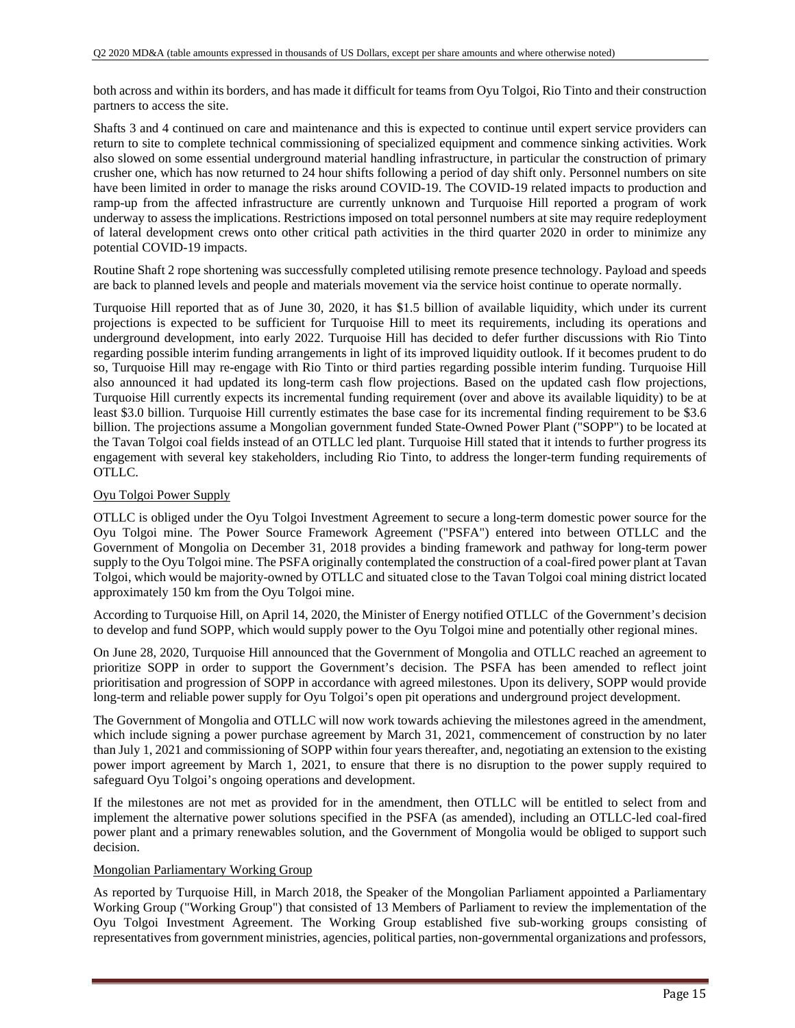both across and within its borders, and has made it difficult for teams from Oyu Tolgoi, Rio Tinto and their construction partners to access the site.

Shafts 3 and 4 continued on care and maintenance and this is expected to continue until expert service providers can return to site to complete technical commissioning of specialized equipment and commence sinking activities. Work also slowed on some essential underground material handling infrastructure, in particular the construction of primary crusher one, which has now returned to 24 hour shifts following a period of day shift only. Personnel numbers on site have been limited in order to manage the risks around COVID-19. The COVID-19 related impacts to production and ramp-up from the affected infrastructure are currently unknown and Turquoise Hill reported a program of work underway to assess the implications. Restrictions imposed on total personnel numbers at site may require redeployment of lateral development crews onto other critical path activities in the third quarter 2020 in order to minimize any potential COVID-19 impacts.

Routine Shaft 2 rope shortening was successfully completed utilising remote presence technology. Payload and speeds are back to planned levels and people and materials movement via the service hoist continue to operate normally.

Turquoise Hill reported that as of June 30, 2020, it has $1.5 billion of available liquidity, which under its current projections is expected to be sufficient for Turquoise Hill to meet its requirements, including its operations and underground development, into early 2022. Turquoise Hill has decided to defer further discussions with Rio Tinto regarding possible interim funding arrangements in light of its improved liquidity outlook. If it becomes prudent to do so, Turquoise Hill may re-engage with Rio Tinto or third parties regarding possible interim funding. Turquoise Hill also announced it had updated its long-term cash flow projections. Based on the updated cash flow projections, Turquoise Hill currently expects its incremental funding requirement (over and above its available liquidity) to be at least $3.0 billion. Turquoise Hill currently estimates the base case for its incremental finding requirement to be $3.6 billion. The projections assume a Mongolian government funded State-Owned Power Plant ("SOPP") to be located at the Tavan Tolgoi coal fields instead of an OTLLC led plant. Turquoise Hill stated that it intends to further progress its engagement with several key stakeholders, including Rio Tinto, to address the longer-term funding requirements of OTLLC.

Oyu Tolgoi Power Supply

OTLLC is obliged under the Oyu Tolgoi Investment Agreement to secure a long-term domestic power source for the Oyu Tolgoi mine. The Power Source Framework Agreement ("PSFA") entered into between OTLLC and the Government of Mongolia on December 31, 2018 provides a binding framework and pathway for long-term power supply to the Oyu Tolgoi mine. The PSFA originally contemplated the construction of a coal-fired power plant at Tavan Tolgoi, which would be majority-owned by OTLLC and situated close to the Tavan Tolgoi coal mining district located approximately 150 km from the Oyu Tolgoi mine.

According to Turquoise Hill, on April 14, 2020, the Minister of Energy notified OTLLC of the Government's decision to develop and fund SOPP, which would supply power to the Oyu Tolgoi mine and potentially other regional mines.

On June 28, 2020, Turquoise Hill announced that the Government of Mongolia and OTLLC reached an agreement to prioritize SOPP in order to support the Government's decision. The PSFA has been amended to reflect joint prioritisation and progression of SOPP in accordance with agreed milestones. Upon its delivery, SOPP would provide long-term and reliable power supply for Oyu Tolgoi's open pit operations and underground project development.

The Government of Mongolia and OTLLC will now work towards achieving the milestones agreed in the amendment, which include signing a power purchase agreement by March 31, 2021, commencement of construction by no later than July 1, 2021 and commissioning of SOPP within four years thereafter, and, negotiating an extension to the existing power import agreement by March 1, 2021, to ensure that there is no disruption to the power supply required to safeguard Oyu Tolgoi's ongoing operations and development.

If the milestones are not met as provided for in the amendment, then OTLLC will be entitled to select from and implement the alternative power solutions specified in the PSFA (as amended), including an OTLLC-led coal-fired power plant and a primary renewables solution, and the Government of Mongolia would be obliged to support such decision.

Mongolian Parliamentary Working Group

As reported by Turquoise Hill, in March 2018, the Speaker of the Mongolian Parliament appointed a Parliamentary Working Group ("Working Group") that consisted of 13 Members of Parliament to review the implementation of the Oyu Tolgoi Investment Agreement. The Working Group established five sub-working groups consisting of representatives from government ministries, agencies, political parties, non-governmental organizations and professors,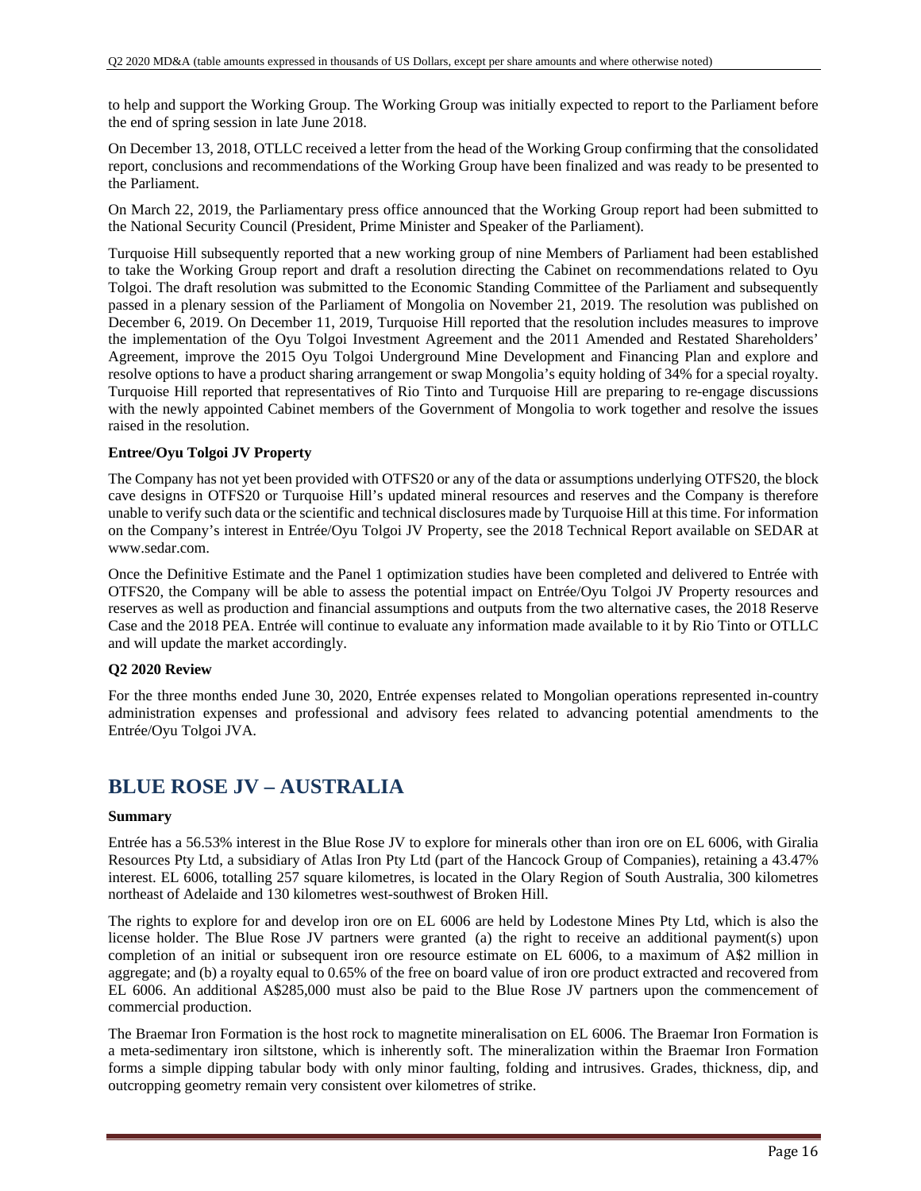to help and support the Working Group. The Working Group was initially expected to report to the Parliament before the end of spring session in late June 2018.

On December 13, 2018, OTLLC received a letter from the head of the Working Group confirming that the consolidated report, conclusions and recommendations of the Working Group have been finalized and was ready to be presented to the Parliament.

On March 22, 2019, the Parliamentary press office announced that the Working Group report had been submitted to the National Security Council (President, Prime Minister and Speaker of the Parliament).

Turquoise Hill subsequently reported that a new working group of nine Members of Parliament had been established to take the Working Group report and draft a resolution directing the Cabinet on recommendations related to Oyu Tolgoi. The draft resolution was submitted to the Economic Standing Committee of the Parliament and subsequently passed in a plenary session of the Parliament of Mongolia on November 21, 2019. The resolution was published on December 6, 2019. On December 11, 2019, Turquoise Hill reported that the resolution includes measures to improve the implementation of the Oyu Tolgoi Investment Agreement and the 2011 Amended and Restated Shareholders' Agreement, improve the 2015 Oyu Tolgoi Underground Mine Development and Financing Plan and explore and resolve options to have a product sharing arrangement or swap Mongolia's equity holding of 34% for a special royalty. Turquoise Hill reported that representatives of Rio Tinto and Turquoise Hill are preparing to re-engage discussions with the newly appointed Cabinet members of the Government of Mongolia to work together and resolve the issues raised in the resolution.

**Entree/Oyu Tolgoi JV Property**

The Company has not yet been provided with OTFS20 or any of the data or assumptions underlying OTFS20, the block cave designs in OTFS20 or Turquoise Hill's updated mineral resources and reserves and the Company is therefore unable to verify such data or the scientific and technical disclosures made by Turquoise Hill at this time. For information on the Company's interest in Entrée/Oyu Tolgoi JV Property, see the 2018 Technical Report available on SEDAR at www.sedar.com.

Once the Definitive Estimate and the Panel 1 optimization studies have been completed and delivered to Entrée with OTFS20, the Company will be able to assess the potential impact on Entrée/Oyu Tolgoi JV Property resources and reserves as well as production and financial assumptions and outputs from the two alternative cases, the 2018 Reserve Case and the 2018 PEA. Entrée will continue to evaluate any information made available to it by Rio Tinto or OTLLC and will update the market accordingly.

**Q2 2020 Review**

For the three months ended June 30, 2020, Entrée expenses related to Mongolian operations represented in-country administration expenses and professional and advisory fees related to advancing potential amendments to the Entrée/Oyu Tolgoi JVA.

# BLUE ROSE JV – AUSTRALIA

**Summary**

Entrée has a 56.53% interest in the Blue Rose JV to explore for minerals other than iron ore on EL 6006, with Giralia Resources Pty Ltd, a subsidiary of Atlas Iron Pty Ltd (part of the Hancock Group of Companies), retaining a 43.47% interest. EL 6006, totalling 257 square kilometres, is located in the Olary Region of South Australia, 300 kilometres northeast of Adelaide and 130 kilometres west-southwest of Broken Hill.

The rights to explore for and develop iron ore on EL 6006 are held by Lodestone Mines Pty Ltd, which is also the license holder. The Blue Rose JV partners were granted (a) the right to receive an additional payment(s) upon completion of an initial or subsequent iron ore resource estimate on EL 6006, to a maximum of A$2 million in aggregate; and (b) a royalty equal to 0.65% of the free on board value of iron ore product extracted and recovered from EL 6006. An additional A$285,000 must also be paid to the Blue Rose JV partners upon the commencement of commercial production.

The Braemar Iron Formation is the host rock to magnetite mineralisation on EL 6006. The Braemar Iron Formation is a meta-sedimentary iron siltstone, which is inherently soft. The mineralization within the Braemar Iron Formation forms a simple dipping tabular body with only minor faulting, folding and intrusives. Grades, thickness, dip, and outcropping geometry remain very consistent over kilometres of strike.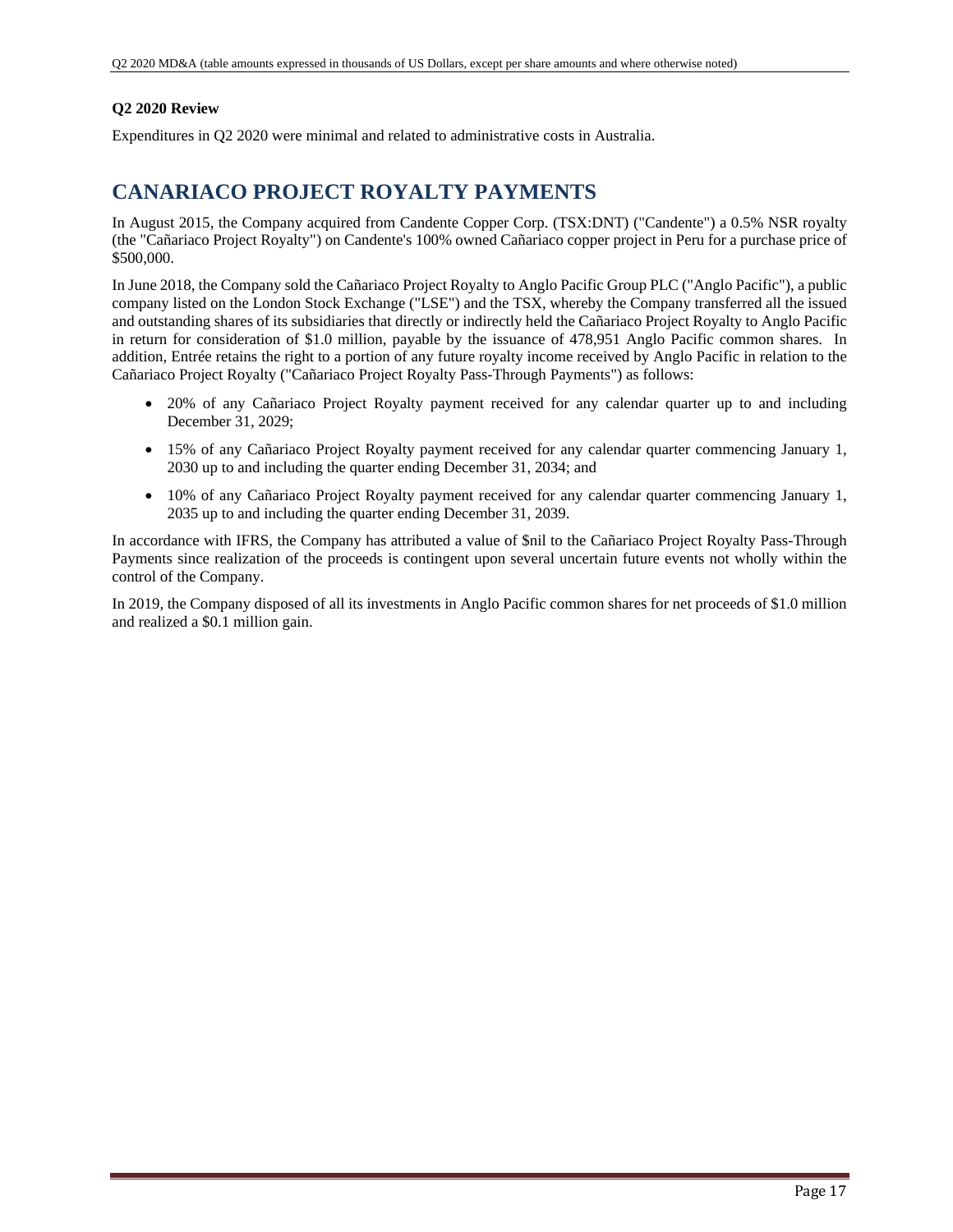### Q2 2020 Review

Expenditures in Q2 2020 were minimal and related to administrative costs in Australia.

## CANARIACO PROJECT ROYALTY PAYMENTS

In August 2015, the Company acquired from Candente Copper Corp. (TSX:DNT) ("Candente") a 0.5% NSR royalty (the "Cañariaco Project Royalty") on Candente's 100% owned Cañariaco copper project in Peru for a purchase price of $500,000.

In June 2018, the Company sold the Cañariaco Project Royalty to Anglo Pacific Group PLC ("Anglo Pacific"), a public company listed on the London Stock Exchange ("LSE") and the TSX, whereby the Company transferred all the issued and outstanding shares of its subsidiaries that directly or indirectly held the Cañariaco Project Royalty to Anglo Pacific in return for consideration of $1.0 million, payable by the issuance of 478,951 Anglo Pacific common shares. In addition, Entrée retains the right to a portion of any future royalty income received by Anglo Pacific in relation to the Cañariaco Project Royalty ("Cañariaco Project Royalty Pass-Through Payments") as follows:

- 20% of any Cañariaco Project Royalty payment received for any calendar quarter up to and including December 31, 2029;
- 15% of any Cañariaco Project Royalty payment received for any calendar quarter commencing January 1, 2030 up to and including the quarter ending December 31, 2034; and
- 10% of any Cañariaco Project Royalty payment received for any calendar quarter commencing January 1, 2035 up to and including the quarter ending December 31, 2039.

In accordance with IFRS, the Company has attributed a value of $nil to the Cañariaco Project Royalty Pass-Through Payments since realization of the proceeds is contingent upon several uncertain future events not wholly within the control of the Company.

In 2019, the Company disposed of all its investments in Anglo Pacific common shares for net proceeds of $1.0 million and realized a $0.1 million gain.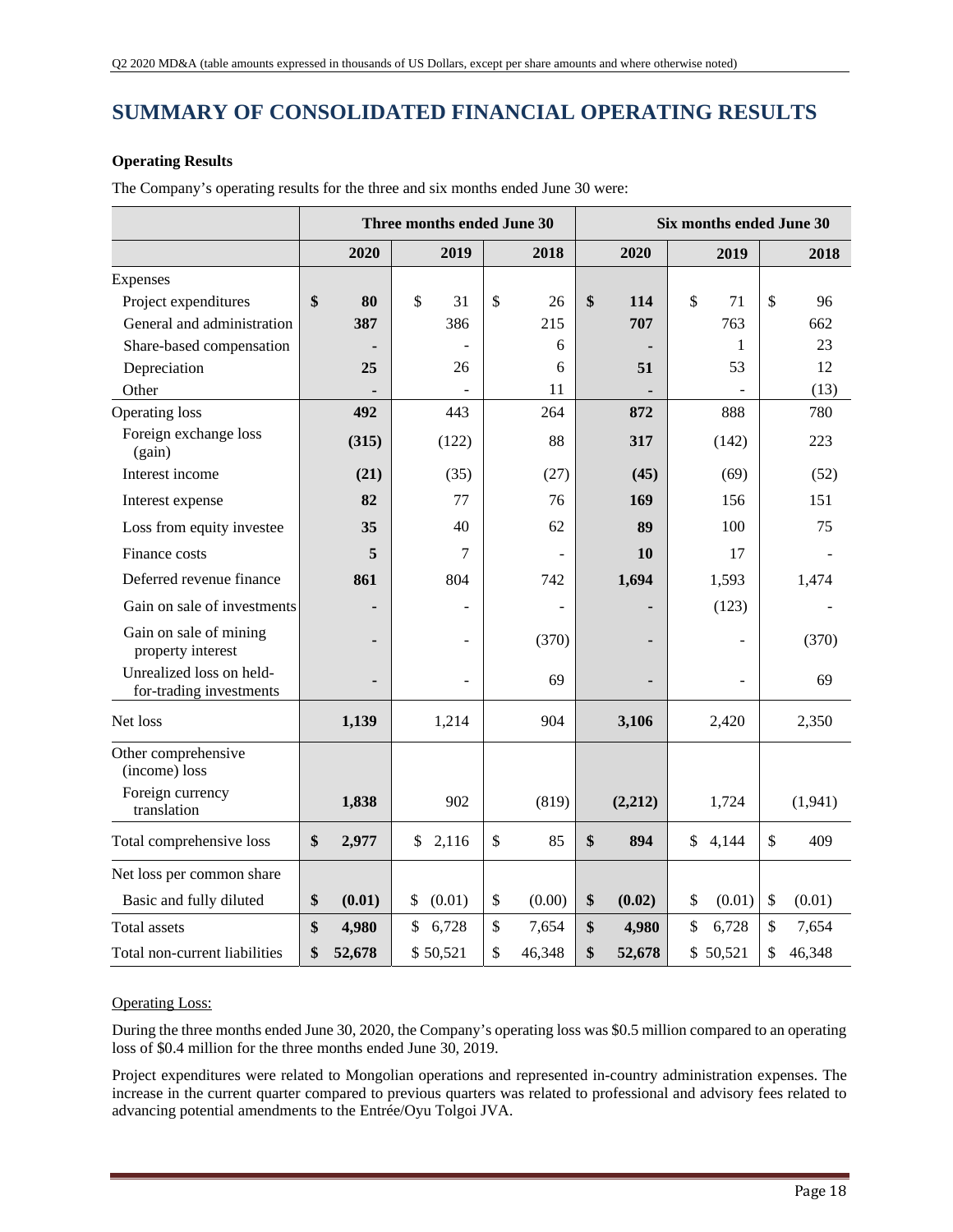# SUMMARY OF CONSOLIDATED FINANCIAL OPERATING RESULTS

**Operating Results**

The Company's operating results for the three and six months ended June 30 were:

| | Three months ended June 30 | | | Six months ended June 30 | | |
|---|---|---|---|---|---|---|
| | **2020** | **2019** | **2018** | **2020** | **2019** | **2018** |
| Expenses | | | | | | |
| Project expenditures | **$ 80** | $ 31 | $ 26 | **$ 114** | $ 71 | $ 96 |
| General and administration | **387** | 386 | 215 | **707** | 763 | 662 |
| Share-based compensation | **-** | - | 6 | **-** | 1 | 23 |
| Depreciation | **25** | 26 | 6 | **51** | 53 | 12 |
| Other | **-** | - | 11 | **-** | - | (13) |
| Operating loss | **492** | 443 | 264 | **872** | 888 | 780 |
| Foreign exchange loss (gain) | **(315)** | (122) | 88 | **317** | (142) | 223 |
| Interest income | **(21)** | (35) | (27) | **(45)** | (69) | (52) |
| Interest expense | **82** | 77 | 76 | **169** | 156 | 151 |
| Loss from equity investee | **35** | 40 | 62 | **89** | 100 | 75 |
| Finance costs | **5** | 7 | - | **10** | 17 | - |
| Deferred revenue finance | **861** | 804 | 742 | **1,694** | 1,593 | 1,474 |
| Gain on sale of investments | **-** | - | - | **-** | (123) | - |
| Gain on sale of mining property interest | **-** | - | (370) | **-** | - | (370) |
| Unrealized loss on held-for-trading investments | **-** | - | 69 | **-** | - | 69 |
| Net loss | **1,139** | 1,214 | 904 | **3,106** | 2,420 | 2,350 |
| Other comprehensive (income) loss | | | | | | |
| Foreign currency translation | **1,838** | 902 | (819) | **(2,212)** | 1,724 | (1,941) |
| Total comprehensive loss | **$ 2,977** | $ 2,116 | $ 85 | **$ 894** | $ 4,144 | $ 409 |
| Net loss per common share | | | | | | |
| Basic and fully diluted | **$ (0.01)** | $ (0.01) | $ (0.00) | **$ (0.02)** | $ (0.01) | $ (0.01) |
| Total assets | **$ 4,980** | $ 6,728 | $ 7,654 | **$ 4,980** | $ 6,728 | $ 7,654 |
| Total non-current liabilities | **$ 52,678** | $ 50,521 | $ 46,348 | **$ 52,678** | $ 50,521 | $ 46,348 |

Operating Loss:

During the three months ended June 30, 2020, the Company's operating loss was $0.5 million compared to an operating loss of $0.4 million for the three months ended June 30, 2019.

Project expenditures were related to Mongolian operations and represented in-country administration expenses. The increase in the current quarter compared to previous quarters was related to professional and advisory fees related to advancing potential amendments to the Entrée/Oyu Tolgoi JVA.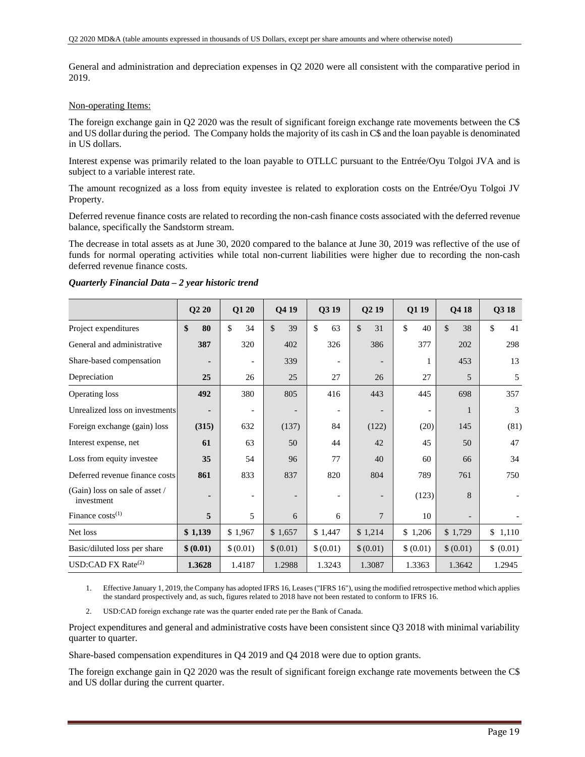General and administration and depreciation expenses in Q2 2020 were all consistent with the comparative period in 2019.

Non-operating Items:

The foreign exchange gain in Q2 2020 was the result of significant foreign exchange rate movements between the C$ and US dollar during the period. The Company holds the majority of its cash in C$ and the loan payable is denominated in US dollars.

Interest expense was primarily related to the loan payable to OTLLC pursuant to the Entrée/Oyu Tolgoi JVA and is subject to a variable interest rate.

The amount recognized as a loss from equity investee is related to exploration costs on the Entrée/Oyu Tolgoi JV Property.

Deferred revenue finance costs are related to recording the non-cash finance costs associated with the deferred revenue balance, specifically the Sandstorm stream.

The decrease in total assets as at June 30, 2020 compared to the balance at June 30, 2019 was reflective of the use of funds for normal operating activities while total non-current liabilities were higher due to recording the non-cash deferred revenue finance costs.

***Quarterly Financial Data – 2 year historic trend***

| | Q2 20 | Q1 20 | Q4 19 | Q3 19 | Q2 19 | Q1 19 | Q4 18 | Q3 18 |
|---|---|---|---|---|---|---|---|---|
| Project expenditures | **$ 80** | $ 34 | $ 39 | $ 63 | $ 31 | $ 40 | $ 38 | $ 41 |
| General and administrative | **387** | 320 | 402 | 326 | 386 | 377 | 202 | 298 |
| Share-based compensation | **-** | - | 339 | - | - | 1 | 453 | 13 |
| Depreciation | **25** | 26 | 25 | 27 | 26 | 27 | 5 | 5 |
| Operating loss | **492** | 380 | 805 | 416 | 443 | 445 | 698 | 357 |
| Unrealized loss on investments | **-** | - | - | - | - | - | 1 | 3 |
| Foreign exchange (gain) loss | **(315)** | 632 | (137) | 84 | (122) | (20) | 145 | (81) |
| Interest expense, net | **61** | 63 | 50 | 44 | 42 | 45 | 50 | 47 |
| Loss from equity investee | **35** | 54 | 96 | 77 | 40 | 60 | 66 | 34 |
| Deferred revenue finance costs | **861** | 833 | 837 | 820 | 804 | 789 | 761 | 750 |
| (Gain) loss on sale of asset / investment | **-** | - | - | - | - | (123) | 8 | - |
| Finance costs[(1)] | **5** | 5 | 6 | 6 | 7 | 10 | - | - |
| Net loss | **$ 1,139** | $ 1,967 | $ 1,657 | $ 1,447 | $ 1,214 | $ 1,206 | $ 1,729 | $ 1,110 |
| Basic/diluted loss per share | **$ (0.01)** | $ (0.01) | $ (0.01) | $ (0.01) | $ (0.01) | $ (0.01) | $ (0.01) | $ (0.01) |
| USD:CAD FX Rate[(2)] | **1.3628** | 1.4187 | 1.2988 | 1.3243 | 1.3087 | 1.3363 | 1.3642 | 1.2945 |

1. Effective January 1, 2019, the Company has adopted IFRS 16, Leases ("IFRS 16"), using the modified retrospective method which applies the standard prospectively and, as such, figures related to 2018 have not been restated to conform to IFRS 16.
2. USD:CAD foreign exchange rate was the quarter ended rate per the Bank of Canada.

Project expenditures and general and administrative costs have been consistent since Q3 2018 with minimal variability quarter to quarter.

Share-based compensation expenditures in Q4 2019 and Q4 2018 were due to option grants.

The foreign exchange gain in Q2 2020 was the result of significant foreign exchange rate movements between the C$ and US dollar during the current quarter.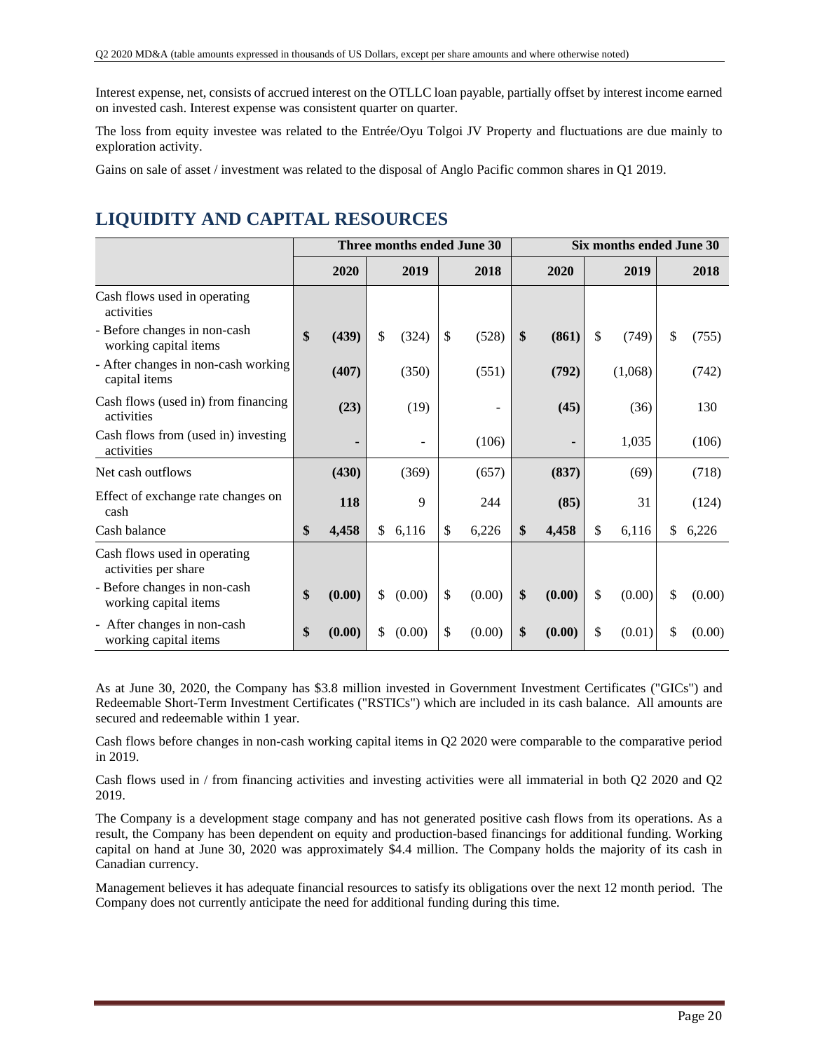Interest expense, net, consists of accrued interest on the OTLLC loan payable, partially offset by interest income earned on invested cash. Interest expense was consistent quarter on quarter.

The loss from equity investee was related to the Entrée/Oyu Tolgoi JV Property and fluctuations are due mainly to exploration activity.

Gains on sale of asset / investment was related to the disposal of Anglo Pacific common shares in Q1 2019.

# LIQUIDITY AND CAPITAL RESOURCES

| | Three months ended June 30 | | | Six months ended June 30 | | |
|---|---|---|---|---|---|---|
| | **2020** | 2019 | 2018 | **2020** | 2019 | 2018 |
| Cash flows used in operating activities | | | | | | |
| - Before changes in non-cash working capital items | **$ (439)** | $ (324) | $ (528) | **$ (861)** | $ (749) | $ (755) |
| - After changes in non-cash working capital items | **(407)** | (350) | (551) | **(792)** | (1,068) | (742) |
| Cash flows (used in) from financing activities | **(23)** | (19) | - | **(45)** | (36) | 130 |
| Cash flows from (used in) investing activities | **-** | - | (106) | **-** | 1,035 | (106) |
| Net cash outflows | **(430)** | (369) | (657) | **(837)** | (69) | (718) |
| Effect of exchange rate changes on cash | **118** | 9 | 244 | **(85)** | 31 | (124) |
| Cash balance | **$ 4,458** | $ 6,116 | $ 6,226 | **$ 4,458** | $ 6,116 | $ 6,226 |
| Cash flows used in operating activities per share | | | | | | |
| - Before changes in non-cash working capital items | **$ (0.00)** | $ (0.00) | $ (0.00) | **$ (0.00)** | $ (0.00) | $ (0.00) |
| - After changes in non-cash working capital items | **$ (0.00)** | $ (0.00) | $ (0.00) | **$ (0.00)** | $ (0.01) | $ (0.00) |

As at June 30, 2020, the Company has $3.8 million invested in Government Investment Certificates ("GICs") and Redeemable Short-Term Investment Certificates ("RSTICs") which are included in its cash balance. All amounts are secured and redeemable within 1 year.

Cash flows before changes in non-cash working capital items in Q2 2020 were comparable to the comparative period in 2019.

Cash flows used in / from financing activities and investing activities were all immaterial in both Q2 2020 and Q2 2019.

The Company is a development stage company and has not generated positive cash flows from its operations. As a result, the Company has been dependent on equity and production-based financings for additional funding. Working capital on hand at June 30, 2020 was approximately $4.4 million. The Company holds the majority of its cash in Canadian currency.

Management believes it has adequate financial resources to satisfy its obligations over the next 12 month period. The Company does not currently anticipate the need for additional funding during this time.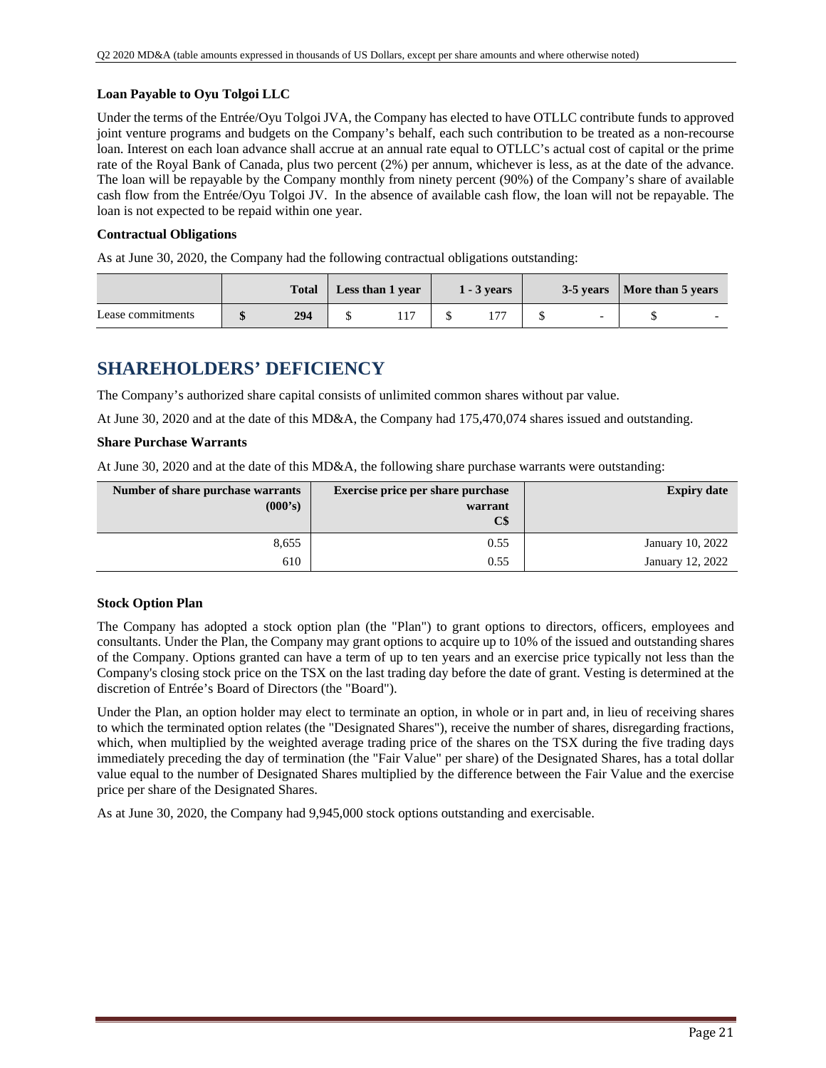### Loan Payable to Oyu Tolgoi LLC

Under the terms of the Entrée/Oyu Tolgoi JVA, the Company has elected to have OTLLC contribute funds to approved joint venture programs and budgets on the Company's behalf, each such contribution to be treated as a non-recourse loan. Interest on each loan advance shall accrue at an annual rate equal to OTLLC's actual cost of capital or the prime rate of the Royal Bank of Canada, plus two percent (2%) per annum, whichever is less, as at the date of the advance. The loan will be repayable by the Company monthly from ninety percent (90%) of the Company's share of available cash flow from the Entrée/Oyu Tolgoi JV. In the absence of available cash flow, the loan will not be repayable. The loan is not expected to be repaid within one year.

### Contractual Obligations

As at June 30, 2020, the Company had the following contractual obligations outstanding:

| | Total | Less than 1 year | 1 - 3 years | 3-5 years | More than 5 years |
|---|---|---|---|---|---|
| Lease commitments | **$ 294** | $ 117 | $ 177 | $ - | $ - |

# SHAREHOLDERS' DEFICIENCY

The Company's authorized share capital consists of unlimited common shares without par value.

At June 30, 2020 and at the date of this MD&A, the Company had 175,470,074 shares issued and outstanding.

### Share Purchase Warrants

At June 30, 2020 and at the date of this MD&A, the following share purchase warrants were outstanding:

| Number of share purchase warrants (000's) | Exercise price per share purchase warrant C$ | Expiry date |
|---|---|---|
| 8,655 | 0.55 | January 10, 2022 |
| 610 | 0.55 | January 12, 2022 |

### Stock Option Plan

The Company has adopted a stock option plan (the "Plan") to grant options to directors, officers, employees and consultants. Under the Plan, the Company may grant options to acquire up to 10% of the issued and outstanding shares of the Company. Options granted can have a term of up to ten years and an exercise price typically not less than the Company's closing stock price on the TSX on the last trading day before the date of grant. Vesting is determined at the discretion of Entrée's Board of Directors (the "Board").

Under the Plan, an option holder may elect to terminate an option, in whole or in part and, in lieu of receiving shares to which the terminated option relates (the "Designated Shares"), receive the number of shares, disregarding fractions, which, when multiplied by the weighted average trading price of the shares on the TSX during the five trading days immediately preceding the day of termination (the "Fair Value" per share) of the Designated Shares, has a total dollar value equal to the number of Designated Shares multiplied by the difference between the Fair Value and the exercise price per share of the Designated Shares.

As at June 30, 2020, the Company had 9,945,000 stock options outstanding and exercisable.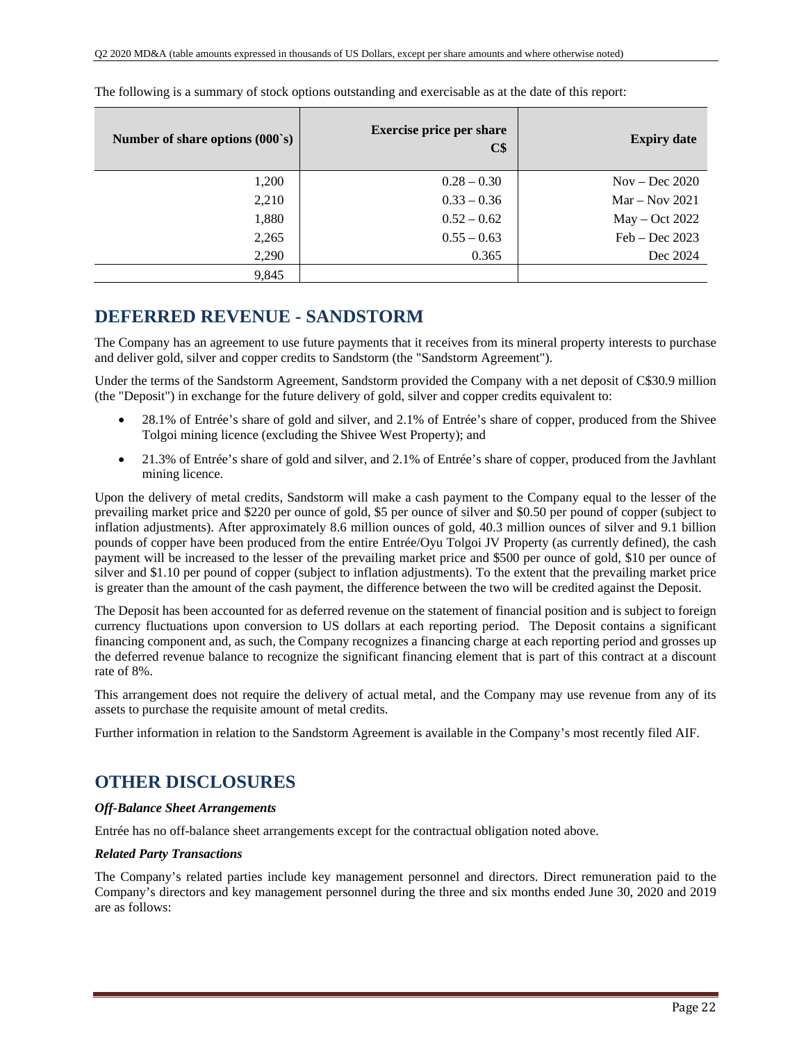The following is a summary of stock options outstanding and exercisable as at the date of this report:

| Number of share options (000`s) | Exercise price per share C$ | Expiry date |
|---|---|---|
| 1,200 | 0.28 – 0.30 | Nov – Dec 2020 |
| 2,210 | 0.33 – 0.36 | Mar – Nov 2021 |
| 1,880 | 0.52 – 0.62 | May – Oct 2022 |
| 2,265 | 0.55 – 0.63 | Feb – Dec 2023 |
| 2,290 | 0.365 | Dec 2024 |
| 9,845 | | |

## DEFERRED REVENUE - SANDSTORM

The Company has an agreement to use future payments that it receives from its mineral property interests to purchase and deliver gold, silver and copper credits to Sandstorm (the "Sandstorm Agreement").

Under the terms of the Sandstorm Agreement, Sandstorm provided the Company with a net deposit of C$30.9 million (the "Deposit") in exchange for the future delivery of gold, silver and copper credits equivalent to:

- 28.1% of Entrée's share of gold and silver, and 2.1% of Entrée's share of copper, produced from the Shivee Tolgoi mining licence (excluding the Shivee West Property); and
- 21.3% of Entrée's share of gold and silver, and 2.1% of Entrée's share of copper, produced from the Javhlant mining licence.

Upon the delivery of metal credits, Sandstorm will make a cash payment to the Company equal to the lesser of the prevailing market price and $220 per ounce of gold, $5 per ounce of silver and $0.50 per pound of copper (subject to inflation adjustments). After approximately 8.6 million ounces of gold, 40.3 million ounces of silver and 9.1 billion pounds of copper have been produced from the entire Entrée/Oyu Tolgoi JV Property (as currently defined), the cash payment will be increased to the lesser of the prevailing market price and $500 per ounce of gold, $10 per ounce of silver and $1.10 per pound of copper (subject to inflation adjustments). To the extent that the prevailing market price is greater than the amount of the cash payment, the difference between the two will be credited against the Deposit.

The Deposit has been accounted for as deferred revenue on the statement of financial position and is subject to foreign currency fluctuations upon conversion to US dollars at each reporting period. The Deposit contains a significant financing component and, as such, the Company recognizes a financing charge at each reporting period and grosses up the deferred revenue balance to recognize the significant financing element that is part of this contract at a discount rate of 8%.

This arrangement does not require the delivery of actual metal, and the Company may use revenue from any of its assets to purchase the requisite amount of metal credits.

Further information in relation to the Sandstorm Agreement is available in the Company's most recently filed AIF.

## OTHER DISCLOSURES

***Off-Balance Sheet Arrangements***

Entrée has no off-balance sheet arrangements except for the contractual obligation noted above.

***Related Party Transactions***

The Company's related parties include key management personnel and directors. Direct remuneration paid to the Company's directors and key management personnel during the three and six months ended June 30, 2020 and 2019 are as follows: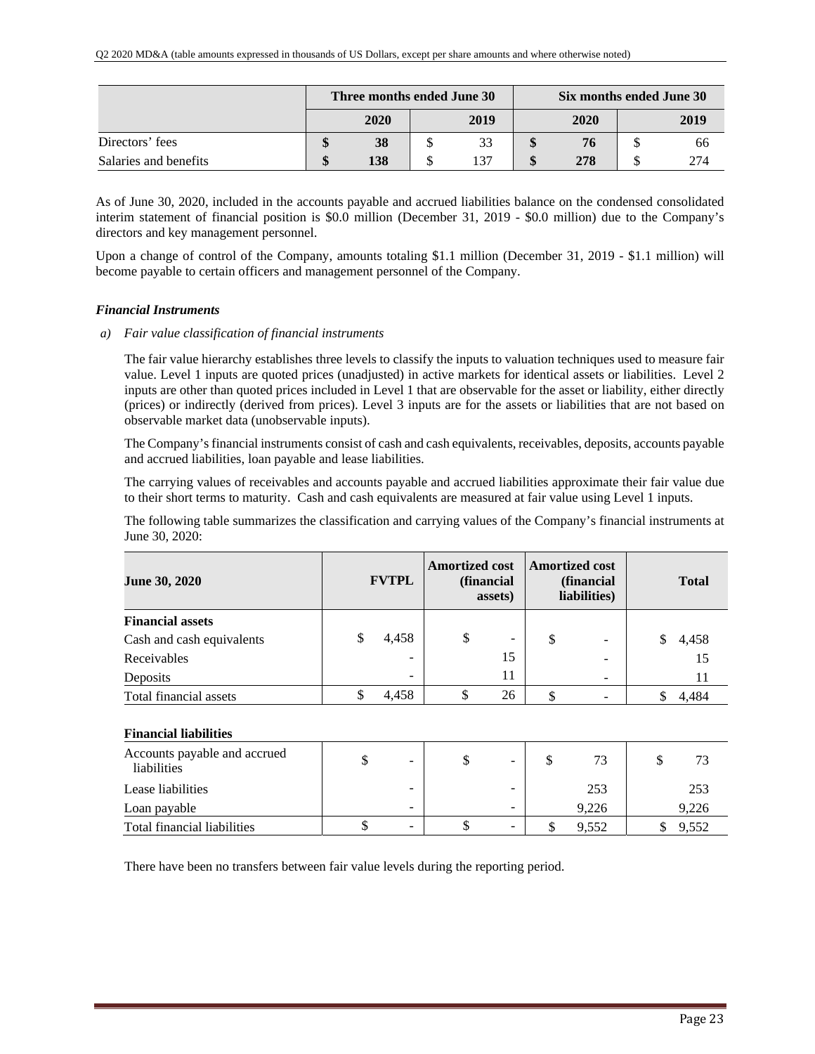| | Three months ended June 30 | | Six months ended June 30 | |
|---|---|---|---|---|
| | **2020** | 2019 | **2020** | 2019 |
| Directors' fees | **$ 38** | $ 33 | **$ 76** | $ 66 |
| Salaries and benefits | **$ 138** | $ 137 | **$ 278** | $ 274 |

As of June 30, 2020, included in the accounts payable and accrued liabilities balance on the condensed consolidated interim statement of financial position is $0.0 million (December 31, 2019 - $0.0 million) due to the Company's directors and key management personnel.

Upon a change of control of the Company, amounts totaling $1.1 million (December 31, 2019 - $1.1 million) will become payable to certain officers and management personnel of the Company.

***Financial Instruments***

*a) Fair value classification of financial instruments*

The fair value hierarchy establishes three levels to classify the inputs to valuation techniques used to measure fair value. Level 1 inputs are quoted prices (unadjusted) in active markets for identical assets or liabilities. Level 2 inputs are other than quoted prices included in Level 1 that are observable for the asset or liability, either directly (prices) or indirectly (derived from prices). Level 3 inputs are for the assets or liabilities that are not based on observable market data (unobservable inputs).

The Company's financial instruments consist of cash and cash equivalents, receivables, deposits, accounts payable and accrued liabilities, loan payable and lease liabilities.

The carrying values of receivables and accounts payable and accrued liabilities approximate their fair value due to their short terms to maturity. Cash and cash equivalents are measured at fair value using Level 1 inputs.

The following table summarizes the classification and carrying values of the Company's financial instruments at June 30, 2020:

| June 30, 2020 | FVTPL | Amortized cost (financial assets) | Amortized cost (financial liabilities) | Total |
|---|---|---|---|---|
| **Financial assets** | | | | |
| Cash and cash equivalents | $ 4,458 | $ - | $ - | $ 4,458 |
| Receivables | - | 15 | - | 15 |
| Deposits | - | 11 | - | 11 |
| Total financial assets | $ 4,458 | $ 26 | $ - | $ 4,484 |
| | | | | |
| **Financial liabilities** | | | | |
| Accounts payable and accrued liabilities | $ - | $ - | $ 73 | $ 73 |
| Lease liabilities | - | - | 253 | 253 |
| Loan payable | - | - | 9,226 | 9,226 |
| Total financial liabilities | $ - | $ - | $ 9,552 | $ 9,552 |

There have been no transfers between fair value levels during the reporting period.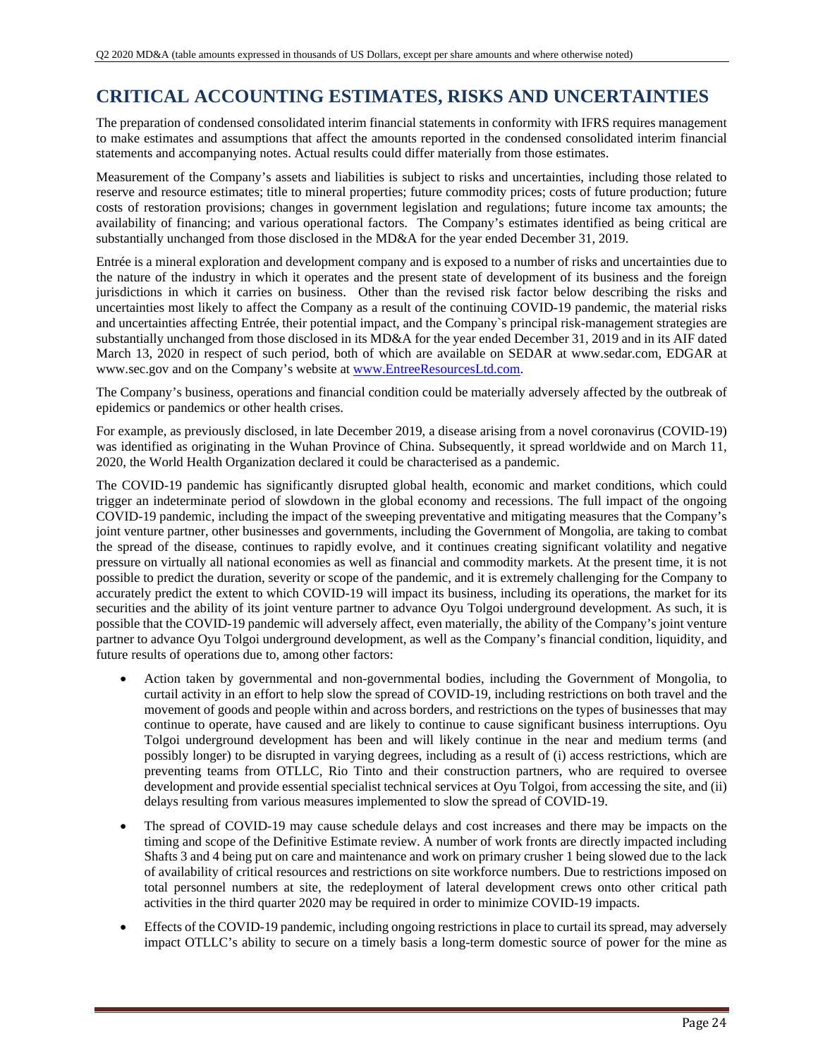# CRITICAL ACCOUNTING ESTIMATES, RISKS AND UNCERTAINTIES

The preparation of condensed consolidated interim financial statements in conformity with IFRS requires management to make estimates and assumptions that affect the amounts reported in the condensed consolidated interim financial statements and accompanying notes. Actual results could differ materially from those estimates.

Measurement of the Company's assets and liabilities is subject to risks and uncertainties, including those related to reserve and resource estimates; title to mineral properties; future commodity prices; costs of future production; future costs of restoration provisions; changes in government legislation and regulations; future income tax amounts; the availability of financing; and various operational factors. The Company's estimates identified as being critical are substantially unchanged from those disclosed in the MD&A for the year ended December 31, 2019.

Entrée is a mineral exploration and development company and is exposed to a number of risks and uncertainties due to the nature of the industry in which it operates and the present state of development of its business and the foreign jurisdictions in which it carries on business. Other than the revised risk factor below describing the risks and uncertainties most likely to affect the Company as a result of the continuing COVID-19 pandemic, the material risks and uncertainties affecting Entrée, their potential impact, and the Company`s principal risk-management strategies are substantially unchanged from those disclosed in its MD&A for the year ended December 31, 2019 and in its AIF dated March 13, 2020 in respect of such period, both of which are available on SEDAR at www.sedar.com, EDGAR at www.sec.gov and on the Company's website at www.EntreeResourcesLtd.com.

The Company's business, operations and financial condition could be materially adversely affected by the outbreak of epidemics or pandemics or other health crises.

For example, as previously disclosed, in late December 2019, a disease arising from a novel coronavirus (COVID-19) was identified as originating in the Wuhan Province of China. Subsequently, it spread worldwide and on March 11, 2020, the World Health Organization declared it could be characterised as a pandemic.

The COVID-19 pandemic has significantly disrupted global health, economic and market conditions, which could trigger an indeterminate period of slowdown in the global economy and recessions. The full impact of the ongoing COVID-19 pandemic, including the impact of the sweeping preventative and mitigating measures that the Company's joint venture partner, other businesses and governments, including the Government of Mongolia, are taking to combat the spread of the disease, continues to rapidly evolve, and it continues creating significant volatility and negative pressure on virtually all national economies as well as financial and commodity markets. At the present time, it is not possible to predict the duration, severity or scope of the pandemic, and it is extremely challenging for the Company to accurately predict the extent to which COVID-19 will impact its business, including its operations, the market for its securities and the ability of its joint venture partner to advance Oyu Tolgoi underground development. As such, it is possible that the COVID-19 pandemic will adversely affect, even materially, the ability of the Company's joint venture partner to advance Oyu Tolgoi underground development, as well as the Company's financial condition, liquidity, and future results of operations due to, among other factors:

- Action taken by governmental and non-governmental bodies, including the Government of Mongolia, to curtail activity in an effort to help slow the spread of COVID-19, including restrictions on both travel and the movement of goods and people within and across borders, and restrictions on the types of businesses that may continue to operate, have caused and are likely to continue to cause significant business interruptions. Oyu Tolgoi underground development has been and will likely continue in the near and medium terms (and possibly longer) to be disrupted in varying degrees, including as a result of (i) access restrictions, which are preventing teams from OTLLC, Rio Tinto and their construction partners, who are required to oversee development and provide essential specialist technical services at Oyu Tolgoi, from accessing the site, and (ii) delays resulting from various measures implemented to slow the spread of COVID-19.
- The spread of COVID-19 may cause schedule delays and cost increases and there may be impacts on the timing and scope of the Definitive Estimate review. A number of work fronts are directly impacted including Shafts 3 and 4 being put on care and maintenance and work on primary crusher 1 being slowed due to the lack of availability of critical resources and restrictions on site workforce numbers. Due to restrictions imposed on total personnel numbers at site, the redeployment of lateral development crews onto other critical path activities in the third quarter 2020 may be required in order to minimize COVID-19 impacts.
- Effects of the COVID-19 pandemic, including ongoing restrictions in place to curtail its spread, may adversely impact OTLLC's ability to secure on a timely basis a long-term domestic source of power for the mine as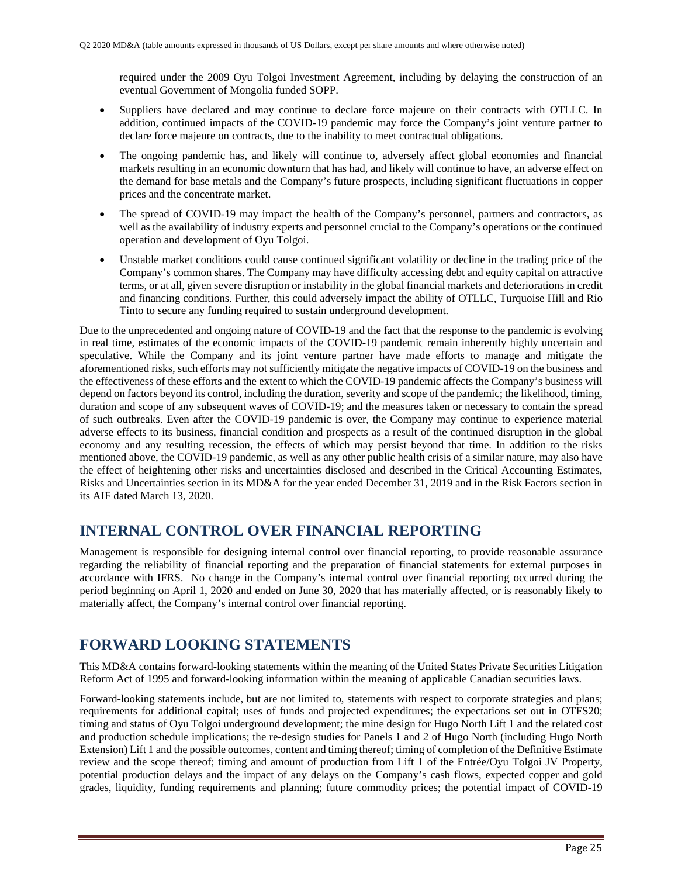required under the 2009 Oyu Tolgoi Investment Agreement, including by delaying the construction of an eventual Government of Mongolia funded SOPP.

- Suppliers have declared and may continue to declare force majeure on their contracts with OTLLC. In addition, continued impacts of the COVID-19 pandemic may force the Company's joint venture partner to declare force majeure on contracts, due to the inability to meet contractual obligations.
- The ongoing pandemic has, and likely will continue to, adversely affect global economies and financial markets resulting in an economic downturn that has had, and likely will continue to have, an adverse effect on the demand for base metals and the Company's future prospects, including significant fluctuations in copper prices and the concentrate market.
- The spread of COVID-19 may impact the health of the Company's personnel, partners and contractors, as well as the availability of industry experts and personnel crucial to the Company's operations or the continued operation and development of Oyu Tolgoi.
- Unstable market conditions could cause continued significant volatility or decline in the trading price of the Company's common shares. The Company may have difficulty accessing debt and equity capital on attractive terms, or at all, given severe disruption or instability in the global financial markets and deteriorations in credit and financing conditions. Further, this could adversely impact the ability of OTLLC, Turquoise Hill and Rio Tinto to secure any funding required to sustain underground development.

Due to the unprecedented and ongoing nature of COVID-19 and the fact that the response to the pandemic is evolving in real time, estimates of the economic impacts of the COVID-19 pandemic remain inherently highly uncertain and speculative. While the Company and its joint venture partner have made efforts to manage and mitigate the aforementioned risks, such efforts may not sufficiently mitigate the negative impacts of COVID-19 on the business and the effectiveness of these efforts and the extent to which the COVID-19 pandemic affects the Company's business will depend on factors beyond its control, including the duration, severity and scope of the pandemic; the likelihood, timing, duration and scope of any subsequent waves of COVID-19; and the measures taken or necessary to contain the spread of such outbreaks. Even after the COVID-19 pandemic is over, the Company may continue to experience material adverse effects to its business, financial condition and prospects as a result of the continued disruption in the global economy and any resulting recession, the effects of which may persist beyond that time. In addition to the risks mentioned above, the COVID-19 pandemic, as well as any other public health crisis of a similar nature, may also have the effect of heightening other risks and uncertainties disclosed and described in the Critical Accounting Estimates, Risks and Uncertainties section in its MD&A for the year ended December 31, 2019 and in the Risk Factors section in its AIF dated March 13, 2020.

## INTERNAL CONTROL OVER FINANCIAL REPORTING

Management is responsible for designing internal control over financial reporting, to provide reasonable assurance regarding the reliability of financial reporting and the preparation of financial statements for external purposes in accordance with IFRS. No change in the Company's internal control over financial reporting occurred during the period beginning on April 1, 2020 and ended on June 30, 2020 that has materially affected, or is reasonably likely to materially affect, the Company's internal control over financial reporting.

## FORWARD LOOKING STATEMENTS

This MD&A contains forward-looking statements within the meaning of the United States Private Securities Litigation Reform Act of 1995 and forward-looking information within the meaning of applicable Canadian securities laws.

Forward-looking statements include, but are not limited to, statements with respect to corporate strategies and plans; requirements for additional capital; uses of funds and projected expenditures; the expectations set out in OTFS20; timing and status of Oyu Tolgoi underground development; the mine design for Hugo North Lift 1 and the related cost and production schedule implications; the re-design studies for Panels 1 and 2 of Hugo North (including Hugo North Extension) Lift 1 and the possible outcomes, content and timing thereof; timing of completion of the Definitive Estimate review and the scope thereof; timing and amount of production from Lift 1 of the Entrée/Oyu Tolgoi JV Property, potential production delays and the impact of any delays on the Company's cash flows, expected copper and gold grades, liquidity, funding requirements and planning; future commodity prices; the potential impact of COVID-19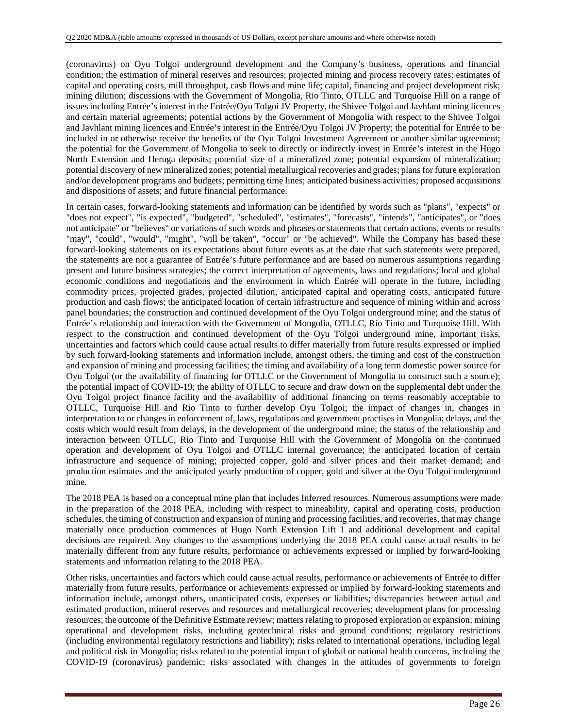(coronavirus) on Oyu Tolgoi underground development and the Company's business, operations and financial condition; the estimation of mineral reserves and resources; projected mining and process recovery rates; estimates of capital and operating costs, mill throughput, cash flows and mine life; capital, financing and project development risk; mining dilution; discussions with the Government of Mongolia, Rio Tinto, OTLLC and Turquoise Hill on a range of issues including Entrée's interest in the Entrée/Oyu Tolgoi JV Property, the Shivee Tolgoi and Javhlant mining licences and certain material agreements; potential actions by the Government of Mongolia with respect to the Shivee Tolgoi and Javhlant mining licences and Entrée's interest in the Entrée/Oyu Tolgoi JV Property; the potential for Entrée to be included in or otherwise receive the benefits of the Oyu Tolgoi Investment Agreement or another similar agreement; the potential for the Government of Mongolia to seek to directly or indirectly invest in Entrée's interest in the Hugo North Extension and Heruga deposits; potential size of a mineralized zone; potential expansion of mineralization; potential discovery of new mineralized zones; potential metallurgical recoveries and grades; plans for future exploration and/or development programs and budgets; permitting time lines; anticipated business activities; proposed acquisitions and dispositions of assets; and future financial performance.

In certain cases, forward-looking statements and information can be identified by words such as "plans", "expects" or "does not expect", "is expected", "budgeted", "scheduled", "estimates", "forecasts", "intends", "anticipates", or "does not anticipate" or "believes" or variations of such words and phrases or statements that certain actions, events or results "may", "could", "would", "might", "will be taken", "occur" or "be achieved". While the Company has based these forward-looking statements on its expectations about future events as at the date that such statements were prepared, the statements are not a guarantee of Entrée's future performance and are based on numerous assumptions regarding present and future business strategies; the correct interpretation of agreements, laws and regulations; local and global economic conditions and negotiations and the environment in which Entrée will operate in the future, including commodity prices, projected grades, projected dilution, anticipated capital and operating costs, anticipated future production and cash flows; the anticipated location of certain infrastructure and sequence of mining within and across panel boundaries; the construction and continued development of the Oyu Tolgoi underground mine; and the status of Entrée's relationship and interaction with the Government of Mongolia, OTLLC, Rio Tinto and Turquoise Hill. With respect to the construction and continued development of the Oyu Tolgoi underground mine, important risks, uncertainties and factors which could cause actual results to differ materially from future results expressed or implied by such forward-looking statements and information include, amongst others, the timing and cost of the construction and expansion of mining and processing facilities; the timing and availability of a long term domestic power source for Oyu Tolgoi (or the availability of financing for OTLLC or the Government of Mongolia to construct such a source); the potential impact of COVID-19; the ability of OTLLC to secure and draw down on the supplemental debt under the Oyu Tolgoi project finance facility and the availability of additional financing on terms reasonably acceptable to OTLLC, Turquoise Hill and Rio Tinto to further develop Oyu Tolgoi; the impact of changes in, changes in interpretation to or changes in enforcement of, laws, regulations and government practises in Mongolia; delays, and the costs which would result from delays, in the development of the underground mine; the status of the relationship and interaction between OTLLC, Rio Tinto and Turquoise Hill with the Government of Mongolia on the continued operation and development of Oyu Tolgoi and OTLLC internal governance; the anticipated location of certain infrastructure and sequence of mining; projected copper, gold and silver prices and their market demand; and production estimates and the anticipated yearly production of copper, gold and silver at the Oyu Tolgoi underground mine.

The 2018 PEA is based on a conceptual mine plan that includes Inferred resources. Numerous assumptions were made in the preparation of the 2018 PEA, including with respect to mineability, capital and operating costs, production schedules, the timing of construction and expansion of mining and processing facilities, and recoveries, that may change materially once production commences at Hugo North Extension Lift 1 and additional development and capital decisions are required. Any changes to the assumptions underlying the 2018 PEA could cause actual results to be materially different from any future results, performance or achievements expressed or implied by forward-looking statements and information relating to the 2018 PEA.

Other risks, uncertainties and factors which could cause actual results, performance or achievements of Entrée to differ materially from future results, performance or achievements expressed or implied by forward-looking statements and information include, amongst others, unanticipated costs, expenses or liabilities; discrepancies between actual and estimated production, mineral reserves and resources and metallurgical recoveries; development plans for processing resources; the outcome of the Definitive Estimate review; matters relating to proposed exploration or expansion; mining operational and development risks, including geotechnical risks and ground conditions; regulatory restrictions (including environmental regulatory restrictions and liability); risks related to international operations, including legal and political risk in Mongolia; risks related to the potential impact of global or national health concerns, including the COVID-19 (coronavirus) pandemic; risks associated with changes in the attitudes of governments to foreign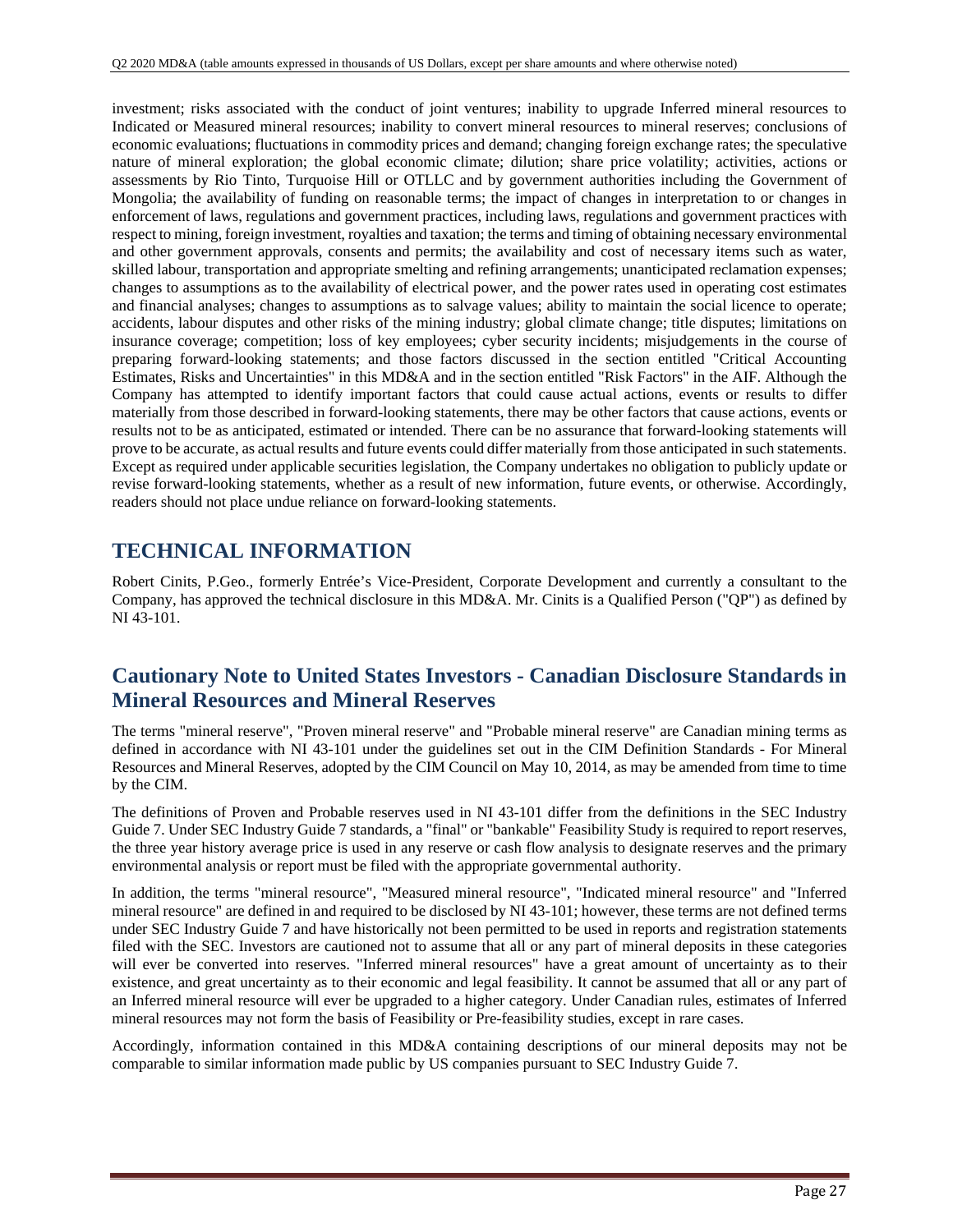investment; risks associated with the conduct of joint ventures; inability to upgrade Inferred mineral resources to Indicated or Measured mineral resources; inability to convert mineral resources to mineral reserves; conclusions of economic evaluations; fluctuations in commodity prices and demand; changing foreign exchange rates; the speculative nature of mineral exploration; the global economic climate; dilution; share price volatility; activities, actions or assessments by Rio Tinto, Turquoise Hill or OTLLC and by government authorities including the Government of Mongolia; the availability of funding on reasonable terms; the impact of changes in interpretation to or changes in enforcement of laws, regulations and government practices, including laws, regulations and government practices with respect to mining, foreign investment, royalties and taxation; the terms and timing of obtaining necessary environmental and other government approvals, consents and permits; the availability and cost of necessary items such as water, skilled labour, transportation and appropriate smelting and refining arrangements; unanticipated reclamation expenses; changes to assumptions as to the availability of electrical power, and the power rates used in operating cost estimates and financial analyses; changes to assumptions as to salvage values; ability to maintain the social licence to operate; accidents, labour disputes and other risks of the mining industry; global climate change; title disputes; limitations on insurance coverage; competition; loss of key employees; cyber security incidents; misjudgements in the course of preparing forward-looking statements; and those factors discussed in the section entitled "Critical Accounting Estimates, Risks and Uncertainties" in this MD&A and in the section entitled "Risk Factors" in the AIF. Although the Company has attempted to identify important factors that could cause actual actions, events or results to differ materially from those described in forward-looking statements, there may be other factors that cause actions, events or results not to be as anticipated, estimated or intended. There can be no assurance that forward-looking statements will prove to be accurate, as actual results and future events could differ materially from those anticipated in such statements. Except as required under applicable securities legislation, the Company undertakes no obligation to publicly update or revise forward-looking statements, whether as a result of new information, future events, or otherwise. Accordingly, readers should not place undue reliance on forward-looking statements.

# TECHNICAL INFORMATION

Robert Cinits, P.Geo., formerly Entrée's Vice-President, Corporate Development and currently a consultant to the Company, has approved the technical disclosure in this MD&A. Mr. Cinits is a Qualified Person ("QP") as defined by NI 43-101.

## Cautionary Note to United States Investors - Canadian Disclosure Standards in Mineral Resources and Mineral Reserves

The terms "mineral reserve", "Proven mineral reserve" and "Probable mineral reserve" are Canadian mining terms as defined in accordance with NI 43-101 under the guidelines set out in the CIM Definition Standards - For Mineral Resources and Mineral Reserves, adopted by the CIM Council on May 10, 2014, as may be amended from time to time by the CIM.

The definitions of Proven and Probable reserves used in NI 43-101 differ from the definitions in the SEC Industry Guide 7. Under SEC Industry Guide 7 standards, a "final" or "bankable" Feasibility Study is required to report reserves, the three year history average price is used in any reserve or cash flow analysis to designate reserves and the primary environmental analysis or report must be filed with the appropriate governmental authority.

In addition, the terms "mineral resource", "Measured mineral resource", "Indicated mineral resource" and "Inferred mineral resource" are defined in and required to be disclosed by NI 43-101; however, these terms are not defined terms under SEC Industry Guide 7 and have historically not been permitted to be used in reports and registration statements filed with the SEC. Investors are cautioned not to assume that all or any part of mineral deposits in these categories will ever be converted into reserves. "Inferred mineral resources" have a great amount of uncertainty as to their existence, and great uncertainty as to their economic and legal feasibility. It cannot be assumed that all or any part of an Inferred mineral resource will ever be upgraded to a higher category. Under Canadian rules, estimates of Inferred mineral resources may not form the basis of Feasibility or Pre-feasibility studies, except in rare cases.

Accordingly, information contained in this MD&A containing descriptions of our mineral deposits may not be comparable to similar information made public by US companies pursuant to SEC Industry Guide 7.